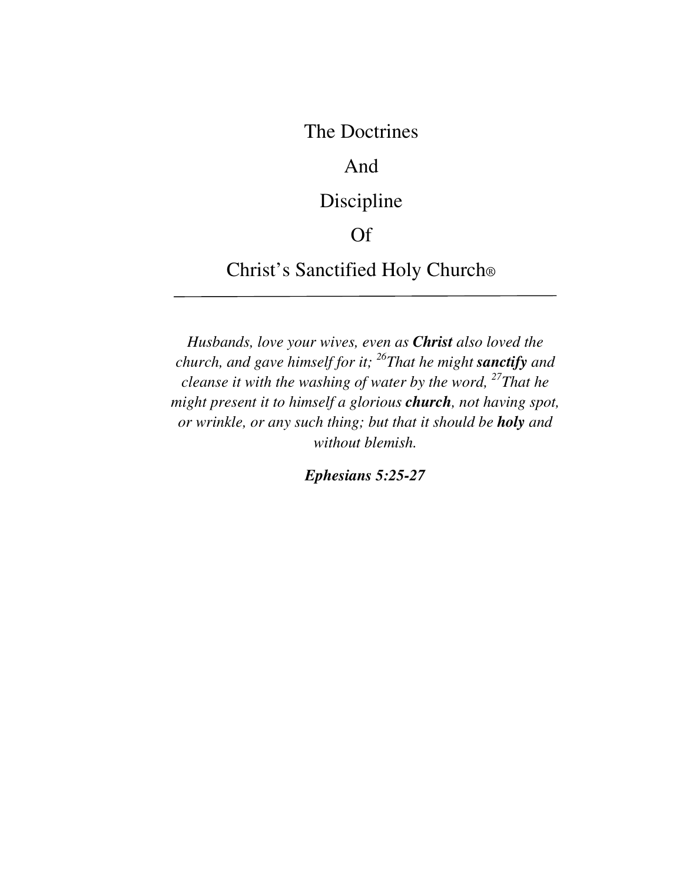# The Doctrines And Discipline Of Christ's Sanctified Holy Church®

---

*Husbands, love your wives, even as **Christ** also loved the church, and gave himself for it; [26]That he might **sanctify** and cleanse it with the washing of water by the word, [27]That he might present it to himself a glorious **church**, not having spot, or wrinkle, or any such thing; but that it should be **holy** and without blemish.*

***Ephesians 5:25-27***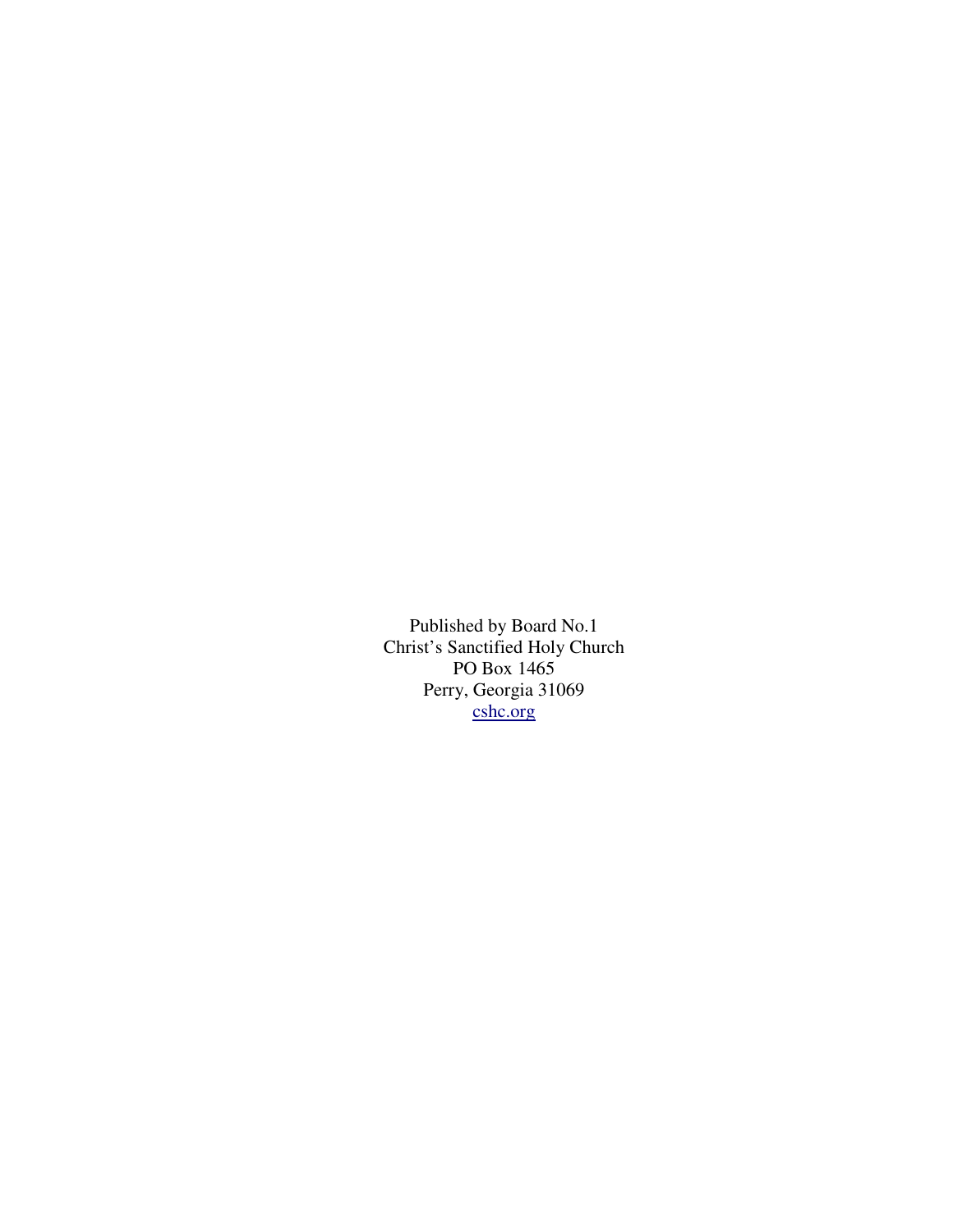Published by Board No.1
Christ's Sanctified Holy Church
PO Box 1465
Perry, Georgia 31069
[cshc.org](http://cshc.org)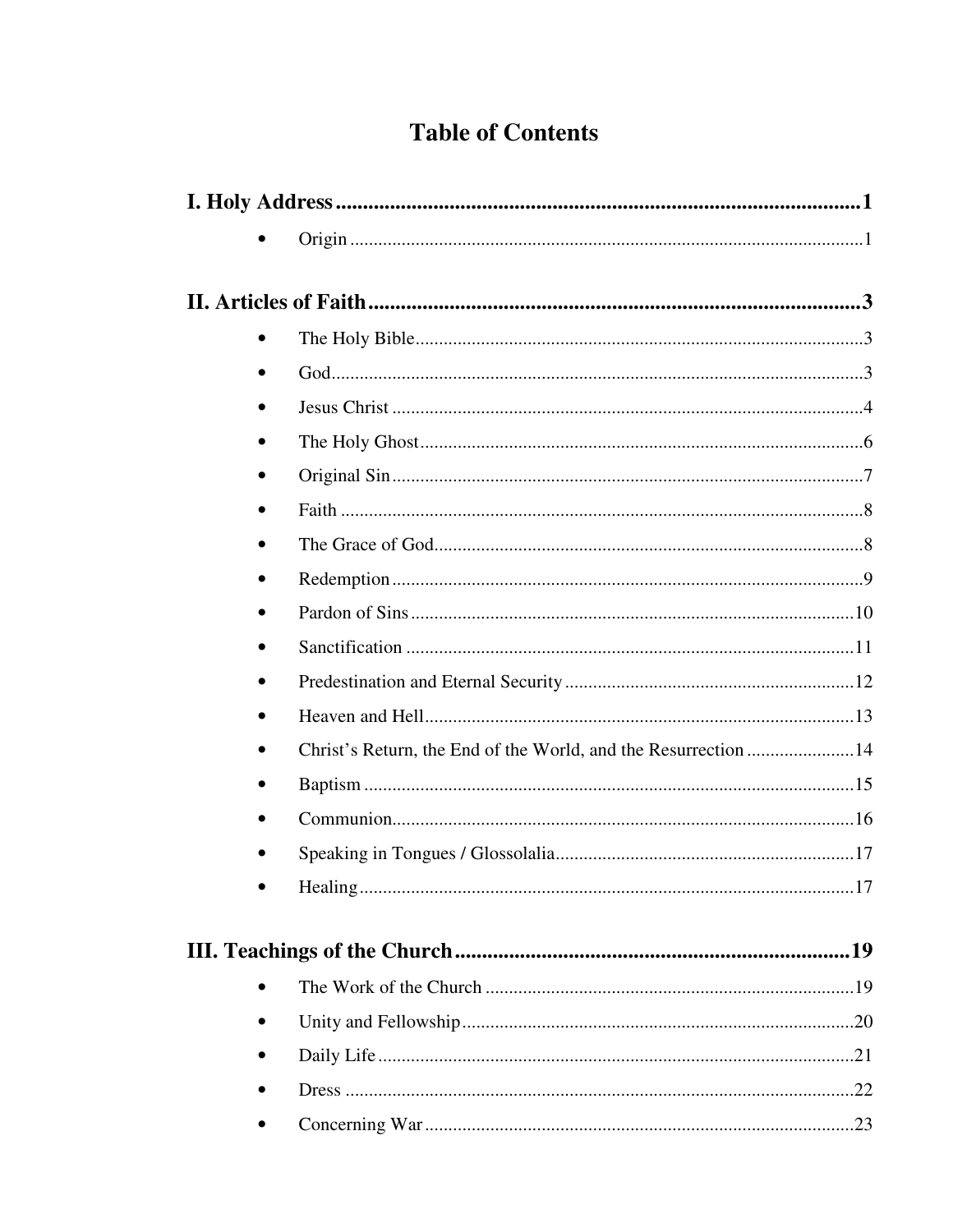# Table of Contents

**I. Holy Address ........................................................................................................ 1**

- Origin ........................................................................................................ 1

**II. Articles of Faith ................................................................................................ 3**

- The Holy Bible ................................................................................................ 3
- God ................................................................................................................ 3
- Jesus Christ .................................................................................................... 4
- The Holy Ghost .............................................................................................. 6
- Original Sin .................................................................................................... 7
- Faith ................................................................................................................ 8
- The Grace of God ............................................................................................ 8
- Redemption .................................................................................................... 9
- Pardon of Sins ............................................................................................... 10
- Sanctification ................................................................................................ 11
- Predestination and Eternal Security .............................................................. 12
- Heaven and Hell ............................................................................................ 13
- Christ's Return, the End of the World, and the Resurrection ......................... 14
- Baptism ......................................................................................................... 15
- Communion ................................................................................................... 16
- Speaking in Tongues / Glossolalia ................................................................. 17
- Healing .......................................................................................................... 17

**III. Teachings of the Church .................................................................................. 19**

- The Work of the Church ............................................................................... 19
- Unity and Fellowship .................................................................................... 20
- Daily Life ...................................................................................................... 21
- Dress ............................................................................................................. 22
- Concerning War ............................................................................................ 23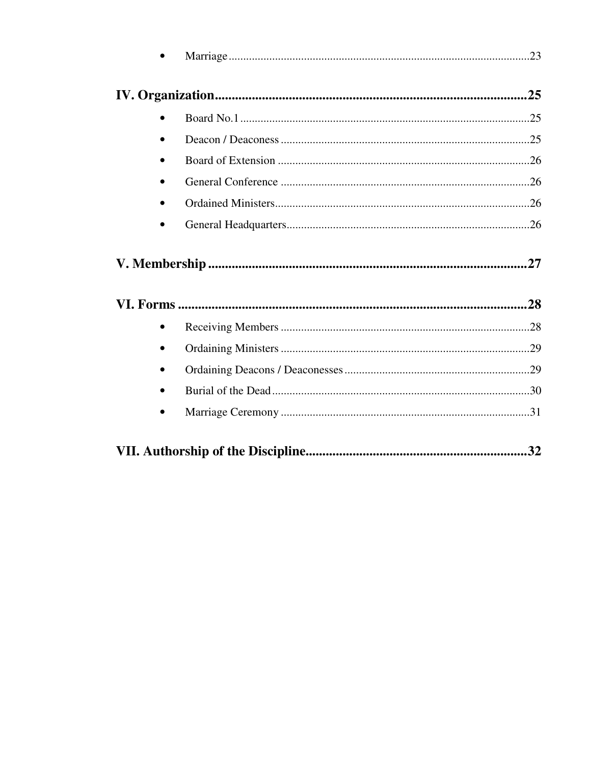- Marriage ........................................................................................................23

**IV. Organization.............................................................................................25**

- Board No.1 ....................................................................................................25
- Deacon / Deaconess ......................................................................................25
- Board of Extension .......................................................................................26
- General Conference ......................................................................................26
- Ordained Ministers........................................................................................26
- General Headquarters....................................................................................26

**V. Membership ...............................................................................................27**

**VI. Forms .........................................................................................................28**

- Receiving Members ......................................................................................28
- Ordaining Ministers ......................................................................................29
- Ordaining Deacons / Deaconesses ................................................................29
- Burial of the Dead .........................................................................................30
- Marriage Ceremony ......................................................................................31

**VII. Authorship of the Discipline..................................................................32**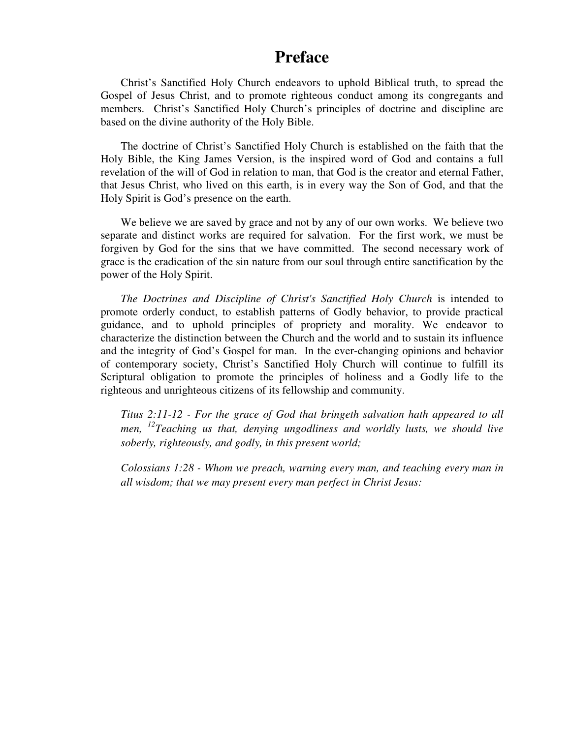# Preface

Christ's Sanctified Holy Church endeavors to uphold Biblical truth, to spread the Gospel of Jesus Christ, and to promote righteous conduct among its congregants and members. Christ's Sanctified Holy Church's principles of doctrine and discipline are based on the divine authority of the Holy Bible.

The doctrine of Christ's Sanctified Holy Church is established on the faith that the Holy Bible, the King James Version, is the inspired word of God and contains a full revelation of the will of God in relation to man, that God is the creator and eternal Father, that Jesus Christ, who lived on this earth, is in every way the Son of God, and that the Holy Spirit is God's presence on the earth.

We believe we are saved by grace and not by any of our own works. We believe two separate and distinct works are required for salvation. For the first work, we must be forgiven by God for the sins that we have committed. The second necessary work of grace is the eradication of the sin nature from our soul through entire sanctification by the power of the Holy Spirit.

*The Doctrines and Discipline of Christ's Sanctified Holy Church* is intended to promote orderly conduct, to establish patterns of Godly behavior, to provide practical guidance, and to uphold principles of propriety and morality. We endeavor to characterize the distinction between the Church and the world and to sustain its influence and the integrity of God's Gospel for man. In the ever-changing opinions and behavior of contemporary society, Christ's Sanctified Holy Church will continue to fulfill its Scriptural obligation to promote the principles of holiness and a Godly life to the righteous and unrighteous citizens of its fellowship and community.

*Titus 2:11-12 - For the grace of God that bringeth salvation hath appeared to all men, [12]Teaching us that, denying ungodliness and worldly lusts, we should live soberly, righteously, and godly, in this present world;*

*Colossians 1:28 - Whom we preach, warning every man, and teaching every man in all wisdom; that we may present every man perfect in Christ Jesus:*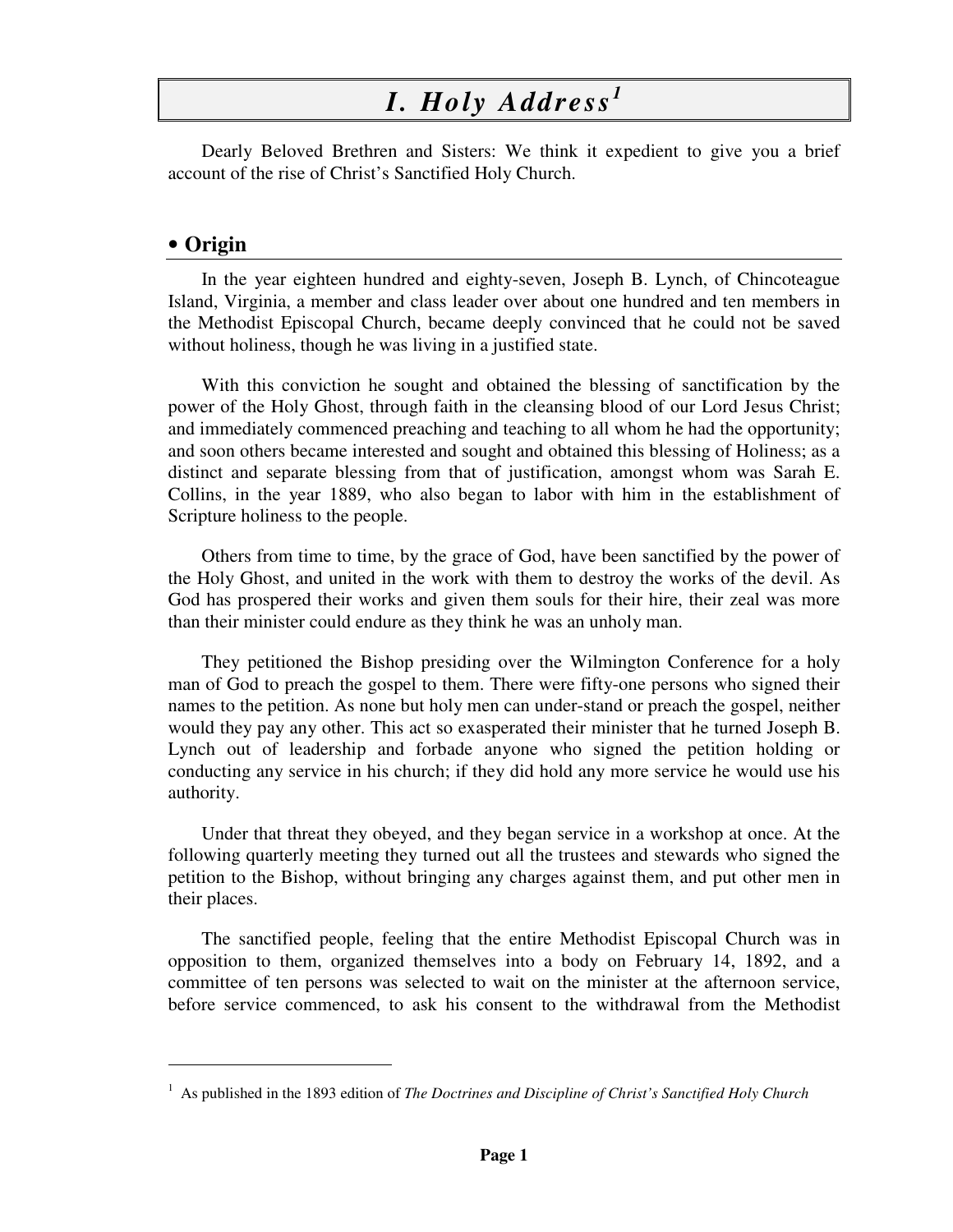# *I. Holy Address*[1]

Dearly Beloved Brethren and Sisters: We think it expedient to give you a brief account of the rise of Christ's Sanctified Holy Church.

## • Origin

In the year eighteen hundred and eighty-seven, Joseph B. Lynch, of Chincoteague Island, Virginia, a member and class leader over about one hundred and ten members in the Methodist Episcopal Church, became deeply convinced that he could not be saved without holiness, though he was living in a justified state.

With this conviction he sought and obtained the blessing of sanctification by the power of the Holy Ghost, through faith in the cleansing blood of our Lord Jesus Christ; and immediately commenced preaching and teaching to all whom he had the opportunity; and soon others became interested and sought and obtained this blessing of Holiness; as a distinct and separate blessing from that of justification, amongst whom was Sarah E. Collins, in the year 1889, who also began to labor with him in the establishment of Scripture holiness to the people.

Others from time to time, by the grace of God, have been sanctified by the power of the Holy Ghost, and united in the work with them to destroy the works of the devil. As God has prospered their works and given them souls for their hire, their zeal was more than their minister could endure as they think he was an unholy man.

They petitioned the Bishop presiding over the Wilmington Conference for a holy man of God to preach the gospel to them. There were fifty-one persons who signed their names to the petition. As none but holy men can under-stand or preach the gospel, neither would they pay any other. This act so exasperated their minister that he turned Joseph B. Lynch out of leadership and forbade anyone who signed the petition holding or conducting any service in his church; if they did hold any more service he would use his authority.

Under that threat they obeyed, and they began service in a workshop at once. At the following quarterly meeting they turned out all the trustees and stewards who signed the petition to the Bishop, without bringing any charges against them, and put other men in their places.

The sanctified people, feeling that the entire Methodist Episcopal Church was in opposition to them, organized themselves into a body on February 14, 1892, and a committee of ten persons was selected to wait on the minister at the afternoon service, before service commenced, to ask his consent to the withdrawal from the Methodist

---

[1] As published in the 1893 edition of *The Doctrines and Discipline of Christ's Sanctified Holy Church*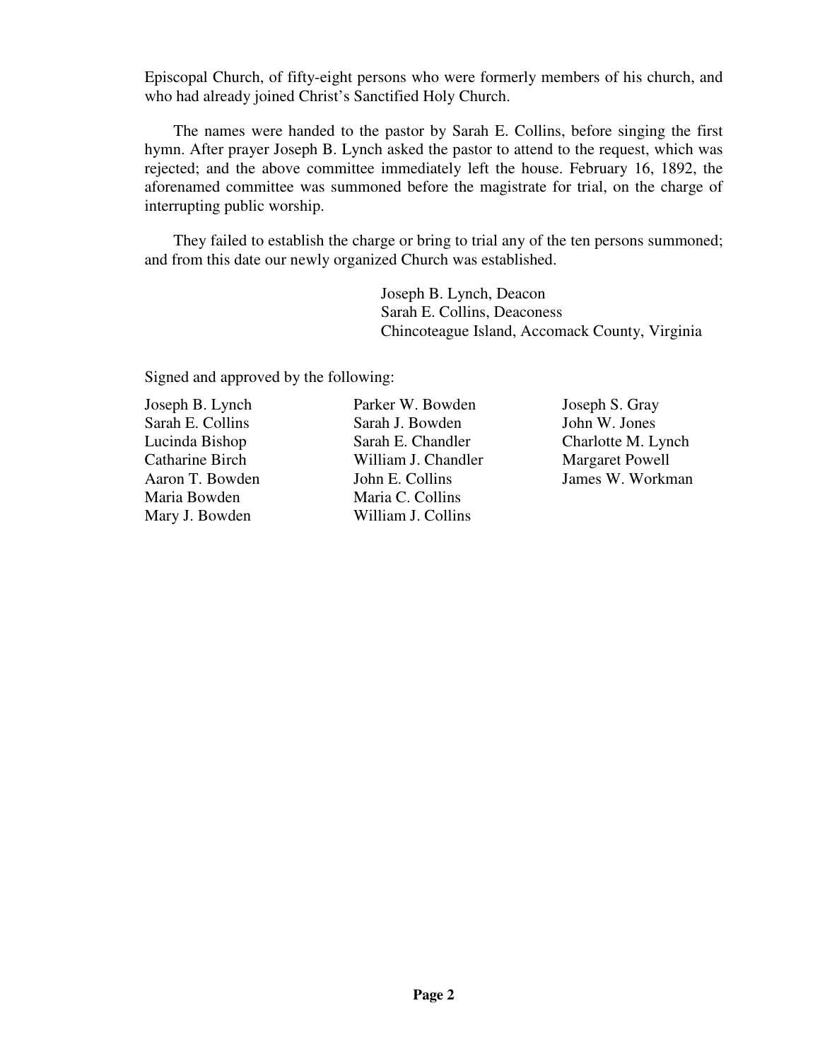Episcopal Church, of fifty-eight persons who were formerly members of his church, and who had already joined Christ's Sanctified Holy Church.

The names were handed to the pastor by Sarah E. Collins, before singing the first hymn. After prayer Joseph B. Lynch asked the pastor to attend to the request, which was rejected; and the above committee immediately left the house. February 16, 1892, the aforenamed committee was summoned before the magistrate for trial, on the charge of interrupting public worship.

They failed to establish the charge or bring to trial any of the ten persons summoned; and from this date our newly organized Church was established.

Joseph B. Lynch, Deacon
Sarah E. Collins, Deaconess
Chincoteague Island, Accomack County, Virginia

Signed and approved by the following:

Joseph B. Lynch
Sarah E. Collins
Lucinda Bishop
Catharine Birch
Aaron T. Bowden
Maria Bowden
Mary J. Bowden
Parker W. Bowden
Sarah J. Bowden
Sarah E. Chandler
William J. Chandler
John E. Collins
Maria C. Collins
William J. Collins
Joseph S. Gray
John W. Jones
Charlotte M. Lynch
Margaret Powell
James W. Workman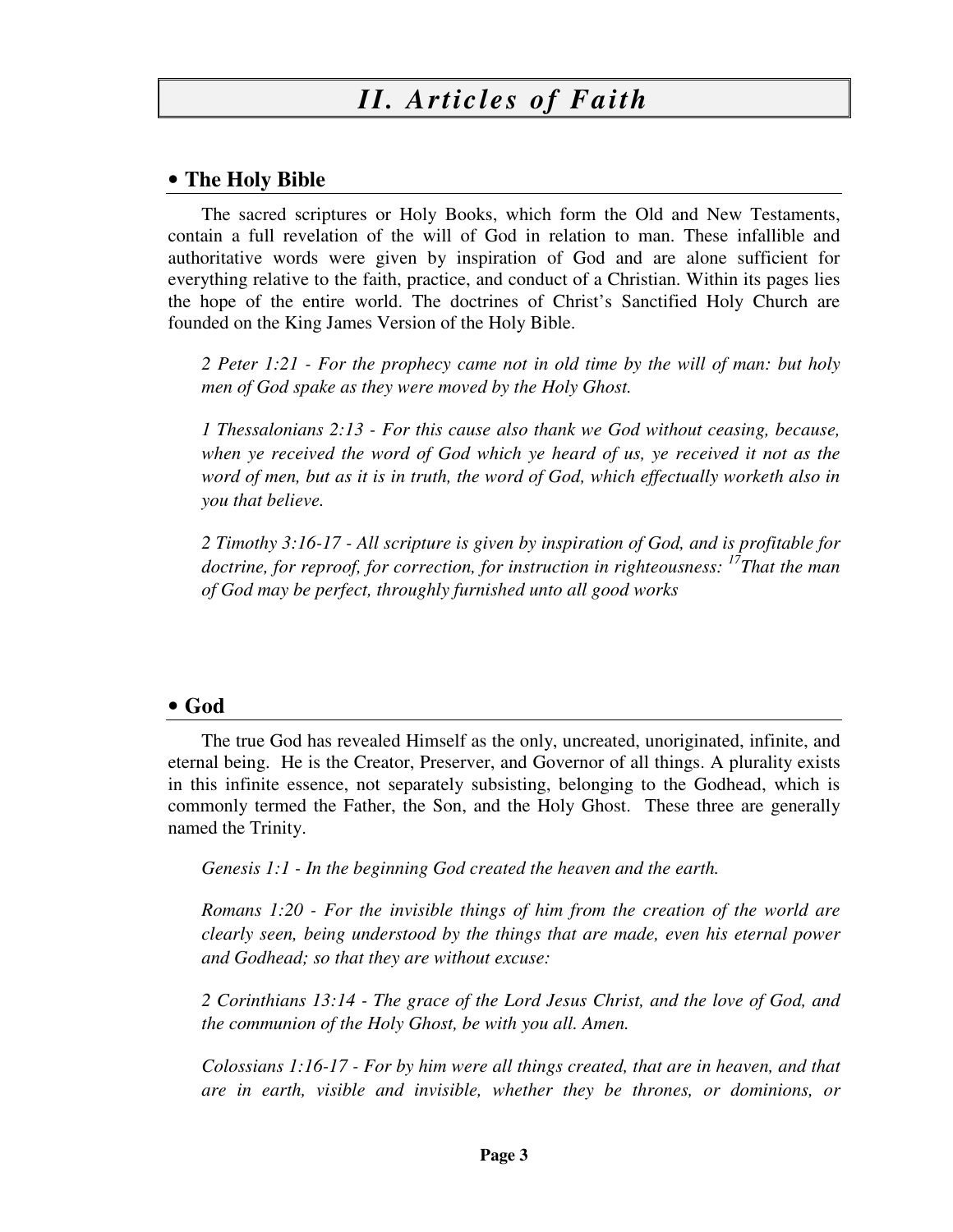# II. Articles of Faith

## • The Holy Bible

The sacred scriptures or Holy Books, which form the Old and New Testaments, contain a full revelation of the will of God in relation to man. These infallible and authoritative words were given by inspiration of God and are alone sufficient for everything relative to the faith, practice, and conduct of a Christian. Within its pages lies the hope of the entire world. The doctrines of Christ's Sanctified Holy Church are founded on the King James Version of the Holy Bible.

*2 Peter 1:21 - For the prophecy came not in old time by the will of man: but holy men of God spake as they were moved by the Holy Ghost.*

*1 Thessalonians 2:13 - For this cause also thank we God without ceasing, because, when ye received the word of God which ye heard of us, ye received it not as the word of men, but as it is in truth, the word of God, which effectually worketh also in you that believe.*

*2 Timothy 3:16-17 - All scripture is given by inspiration of God, and is profitable for doctrine, for reproof, for correction, for instruction in righteousness: [17]That the man of God may be perfect, throughly furnished unto all good works*

## • God

The true God has revealed Himself as the only, uncreated, unoriginated, infinite, and eternal being. He is the Creator, Preserver, and Governor of all things. A plurality exists in this infinite essence, not separately subsisting, belonging to the Godhead, which is commonly termed the Father, the Son, and the Holy Ghost. These three are generally named the Trinity.

*Genesis 1:1 - In the beginning God created the heaven and the earth.*

*Romans 1:20 - For the invisible things of him from the creation of the world are clearly seen, being understood by the things that are made, even his eternal power and Godhead; so that they are without excuse:*

*2 Corinthians 13:14 - The grace of the Lord Jesus Christ, and the love of God, and the communion of the Holy Ghost, be with you all. Amen.*

*Colossians 1:16-17 - For by him were all things created, that are in heaven, and that are in earth, visible and invisible, whether they be thrones, or dominions, or*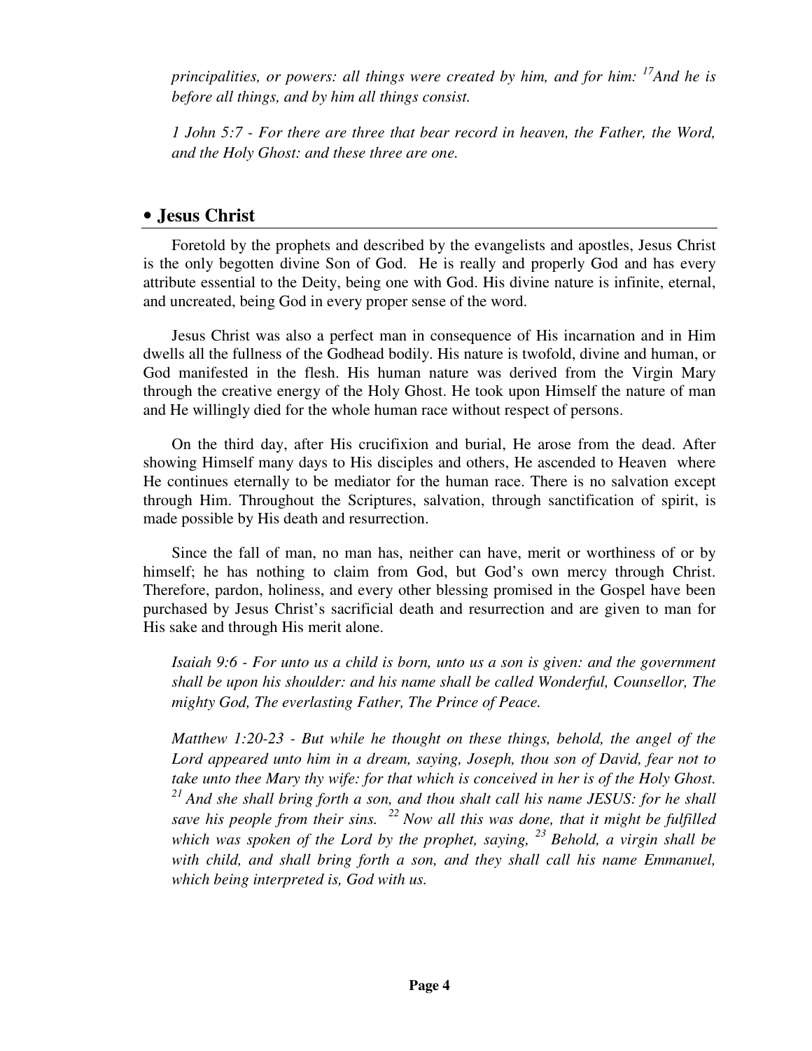*principalities, or powers: all things were created by him, and for him: [17]And he is before all things, and by him all things consist.*

*1 John 5:7 - For there are three that bear record in heaven, the Father, the Word, and the Holy Ghost: and these three are one.*

## • Jesus Christ

Foretold by the prophets and described by the evangelists and apostles, Jesus Christ is the only begotten divine Son of God. He is really and properly God and has every attribute essential to the Deity, being one with God. His divine nature is infinite, eternal, and uncreated, being God in every proper sense of the word.

Jesus Christ was also a perfect man in consequence of His incarnation and in Him dwells all the fullness of the Godhead bodily. His nature is twofold, divine and human, or God manifested in the flesh. His human nature was derived from the Virgin Mary through the creative energy of the Holy Ghost. He took upon Himself the nature of man and He willingly died for the whole human race without respect of persons.

On the third day, after His crucifixion and burial, He arose from the dead. After showing Himself many days to His disciples and others, He ascended to Heaven where He continues eternally to be mediator for the human race. There is no salvation except through Him. Throughout the Scriptures, salvation, through sanctification of spirit, is made possible by His death and resurrection.

Since the fall of man, no man has, neither can have, merit or worthiness of or by himself; he has nothing to claim from God, but God's own mercy through Christ. Therefore, pardon, holiness, and every other blessing promised in the Gospel have been purchased by Jesus Christ's sacrificial death and resurrection and are given to man for His sake and through His merit alone.

*Isaiah 9:6 - For unto us a child is born, unto us a son is given: and the government shall be upon his shoulder: and his name shall be called Wonderful, Counsellor, The mighty God, The everlasting Father, The Prince of Peace.*

*Matthew 1:20-23 - But while he thought on these things, behold, the angel of the Lord appeared unto him in a dream, saying, Joseph, thou son of David, fear not to take unto thee Mary thy wife: for that which is conceived in her is of the Holy Ghost. [21] And she shall bring forth a son, and thou shalt call his name JESUS: for he shall save his people from their sins. [22] Now all this was done, that it might be fulfilled which was spoken of the Lord by the prophet, saying, [23] Behold, a virgin shall be with child, and shall bring forth a son, and they shall call his name Emmanuel, which being interpreted is, God with us.*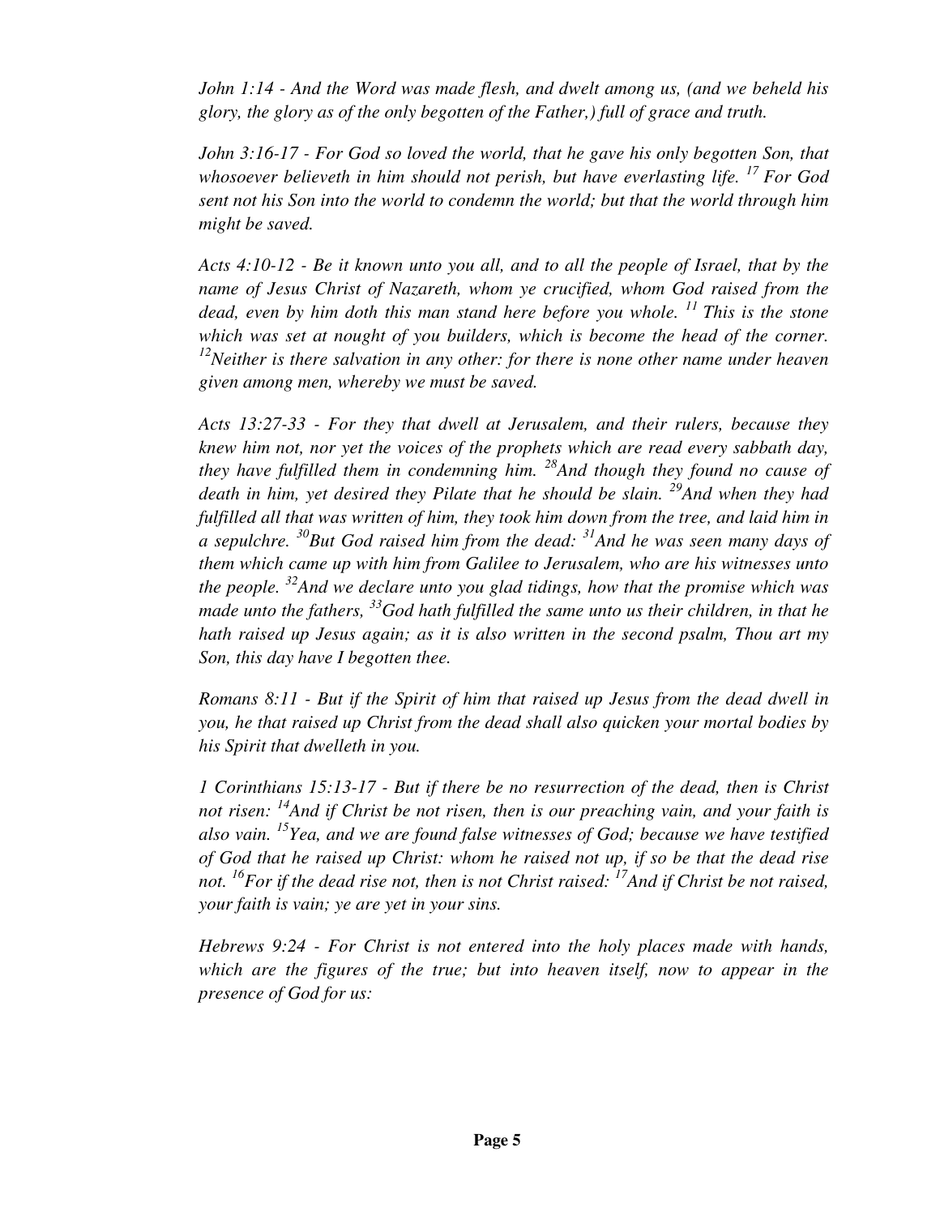*John 1:14 - And the Word was made flesh, and dwelt among us, (and we beheld his glory, the glory as of the only begotten of the Father,) full of grace and truth.*

*John 3:16-17 - For God so loved the world, that he gave his only begotten Son, that whosoever believeth in him should not perish, but have everlasting life. [17] For God sent not his Son into the world to condemn the world; but that the world through him might be saved.*

*Acts 4:10-12 - Be it known unto you all, and to all the people of Israel, that by the name of Jesus Christ of Nazareth, whom ye crucified, whom God raised from the dead, even by him doth this man stand here before you whole. [11] This is the stone which was set at nought of you builders, which is become the head of the corner. [12]Neither is there salvation in any other: for there is none other name under heaven given among men, whereby we must be saved.*

*Acts 13:27-33 - For they that dwell at Jerusalem, and their rulers, because they knew him not, nor yet the voices of the prophets which are read every sabbath day, they have fulfilled them in condemning him. [28]And though they found no cause of death in him, yet desired they Pilate that he should be slain. [29]And when they had fulfilled all that was written of him, they took him down from the tree, and laid him in a sepulchre. [30]But God raised him from the dead: [31]And he was seen many days of them which came up with him from Galilee to Jerusalem, who are his witnesses unto the people. [32]And we declare unto you glad tidings, how that the promise which was made unto the fathers, [33]God hath fulfilled the same unto us their children, in that he hath raised up Jesus again; as it is also written in the second psalm, Thou art my Son, this day have I begotten thee.*

*Romans 8:11 - But if the Spirit of him that raised up Jesus from the dead dwell in you, he that raised up Christ from the dead shall also quicken your mortal bodies by his Spirit that dwelleth in you.*

*1 Corinthians 15:13-17 - But if there be no resurrection of the dead, then is Christ not risen: [14]And if Christ be not risen, then is our preaching vain, and your faith is also vain. [15]Yea, and we are found false witnesses of God; because we have testified of God that he raised up Christ: whom he raised not up, if so be that the dead rise not. [16]For if the dead rise not, then is not Christ raised: [17]And if Christ be not raised, your faith is vain; ye are yet in your sins.*

*Hebrews 9:24 - For Christ is not entered into the holy places made with hands, which are the figures of the true; but into heaven itself, now to appear in the presence of God for us:*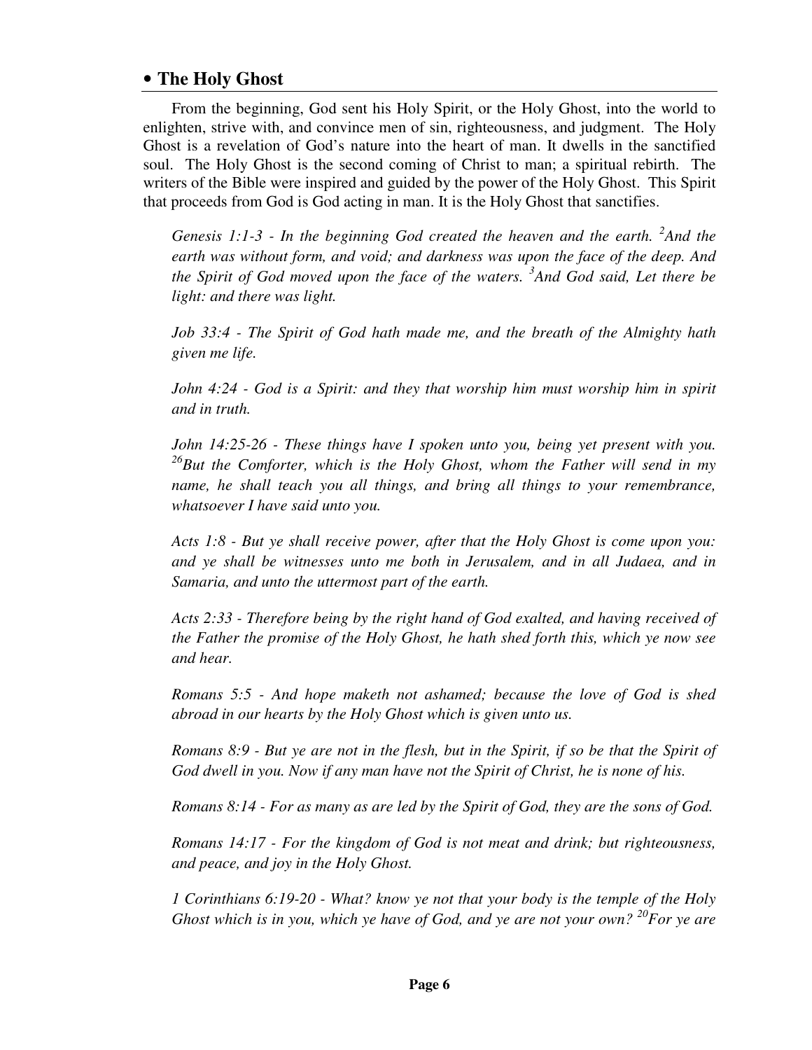## • The Holy Ghost

From the beginning, God sent his Holy Spirit, or the Holy Ghost, into the world to enlighten, strive with, and convince men of sin, righteousness, and judgment. The Holy Ghost is a revelation of God's nature into the heart of man. It dwells in the sanctified soul. The Holy Ghost is the second coming of Christ to man; a spiritual rebirth. The writers of the Bible were inspired and guided by the power of the Holy Ghost. This Spirit that proceeds from God is God acting in man. It is the Holy Ghost that sanctifies.

> *Genesis 1:1-3 - In the beginning God created the heaven and the earth. [2]And the earth was without form, and void; and darkness was upon the face of the deep. And the Spirit of God moved upon the face of the waters. [3]And God said, Let there be light: and there was light.*
>
> *Job 33:4 - The Spirit of God hath made me, and the breath of the Almighty hath given me life.*
>
> *John 4:24 - God is a Spirit: and they that worship him must worship him in spirit and in truth.*
>
> *John 14:25-26 - These things have I spoken unto you, being yet present with you. [26]But the Comforter, which is the Holy Ghost, whom the Father will send in my name, he shall teach you all things, and bring all things to your remembrance, whatsoever I have said unto you.*
>
> *Acts 1:8 - But ye shall receive power, after that the Holy Ghost is come upon you: and ye shall be witnesses unto me both in Jerusalem, and in all Judaea, and in Samaria, and unto the uttermost part of the earth.*
>
> *Acts 2:33 - Therefore being by the right hand of God exalted, and having received of the Father the promise of the Holy Ghost, he hath shed forth this, which ye now see and hear.*
>
> *Romans 5:5 - And hope maketh not ashamed; because the love of God is shed abroad in our hearts by the Holy Ghost which is given unto us.*
>
> *Romans 8:9 - But ye are not in the flesh, but in the Spirit, if so be that the Spirit of God dwell in you. Now if any man have not the Spirit of Christ, he is none of his.*
>
> *Romans 8:14 - For as many as are led by the Spirit of God, they are the sons of God.*
>
> *Romans 14:17 - For the kingdom of God is not meat and drink; but righteousness, and peace, and joy in the Holy Ghost.*
>
> *1 Corinthians 6:19-20 - What? know ye not that your body is the temple of the Holy Ghost which is in you, which ye have of God, and ye are not your own? [20]For ye are*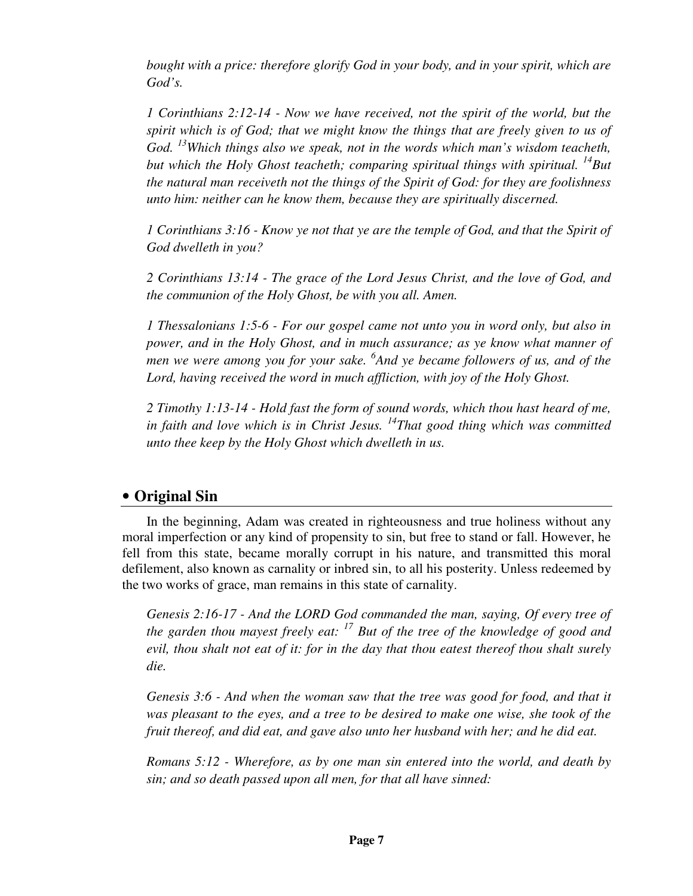*bought with a price: therefore glorify God in your body, and in your spirit, which are God's.*

*1 Corinthians 2:12-14 - Now we have received, not the spirit of the world, but the spirit which is of God; that we might know the things that are freely given to us of God. [13]Which things also we speak, not in the words which man's wisdom teacheth, but which the Holy Ghost teacheth; comparing spiritual things with spiritual. [14]But the natural man receiveth not the things of the Spirit of God: for they are foolishness unto him: neither can he know them, because they are spiritually discerned.*

*1 Corinthians 3:16 - Know ye not that ye are the temple of God, and that the Spirit of God dwelleth in you?*

*2 Corinthians 13:14 - The grace of the Lord Jesus Christ, and the love of God, and the communion of the Holy Ghost, be with you all. Amen.*

*1 Thessalonians 1:5-6 - For our gospel came not unto you in word only, but also in power, and in the Holy Ghost, and in much assurance; as ye know what manner of men we were among you for your sake. [6]And ye became followers of us, and of the Lord, having received the word in much affliction, with joy of the Holy Ghost.*

*2 Timothy 1:13-14 - Hold fast the form of sound words, which thou hast heard of me, in faith and love which is in Christ Jesus. [14]That good thing which was committed unto thee keep by the Holy Ghost which dwelleth in us.*

## • Original Sin

In the beginning, Adam was created in righteousness and true holiness without any moral imperfection or any kind of propensity to sin, but free to stand or fall. However, he fell from this state, became morally corrupt in his nature, and transmitted this moral defilement, also known as carnality or inbred sin, to all his posterity. Unless redeemed by the two works of grace, man remains in this state of carnality.

*Genesis 2:16-17 - And the LORD God commanded the man, saying, Of every tree of the garden thou mayest freely eat: [17] But of the tree of the knowledge of good and evil, thou shalt not eat of it: for in the day that thou eatest thereof thou shalt surely die.*

*Genesis 3:6 - And when the woman saw that the tree was good for food, and that it was pleasant to the eyes, and a tree to be desired to make one wise, she took of the fruit thereof, and did eat, and gave also unto her husband with her; and he did eat.*

*Romans 5:12 - Wherefore, as by one man sin entered into the world, and death by sin; and so death passed upon all men, for that all have sinned:*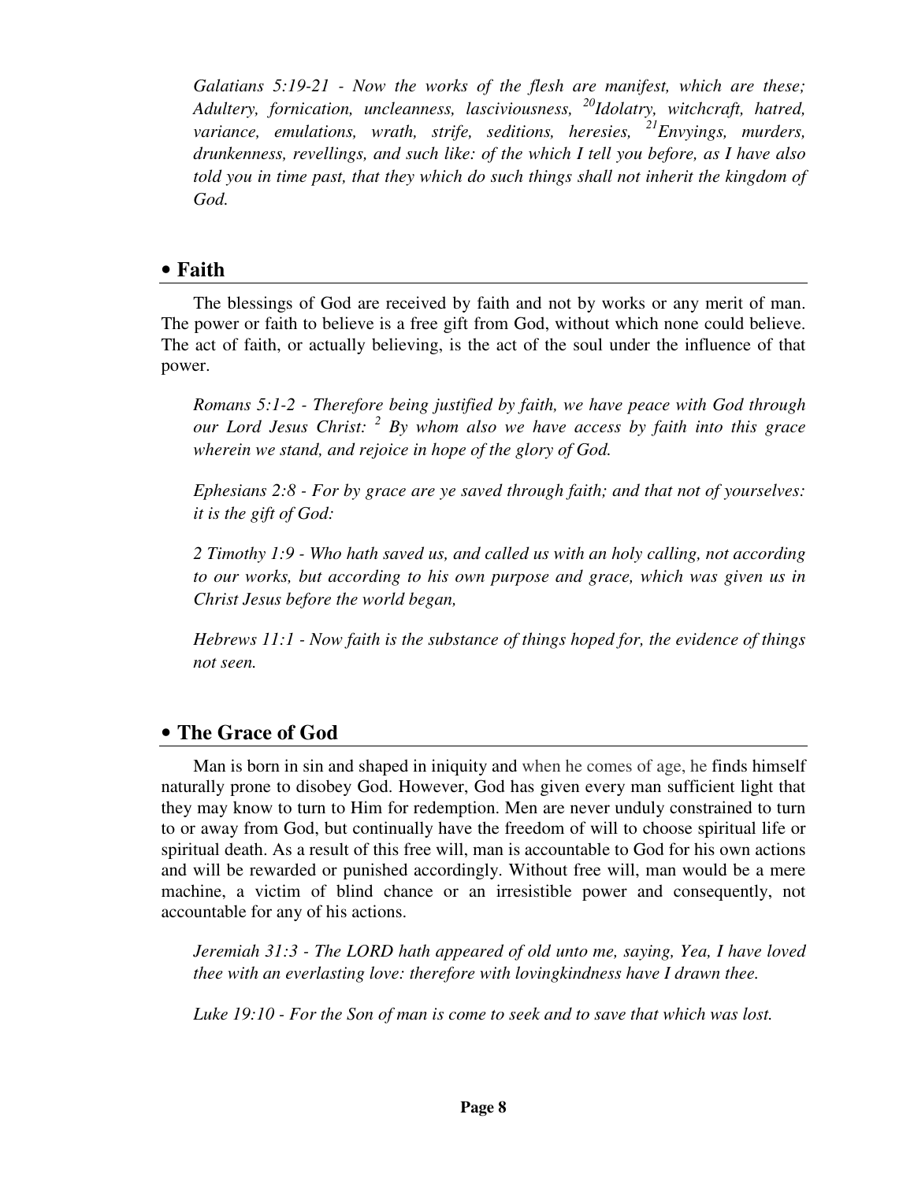*Galatians 5:19-21 - Now the works of the flesh are manifest, which are these; Adultery, fornication, uncleanness, lasciviousness, [20]Idolatry, witchcraft, hatred, variance, emulations, wrath, strife, seditions, heresies, [21]Envyings, murders, drunkenness, revellings, and such like: of the which I tell you before, as I have also told you in time past, that they which do such things shall not inherit the kingdom of God.*

## • Faith

The blessings of God are received by faith and not by works or any merit of man. The power or faith to believe is a free gift from God, without which none could believe. The act of faith, or actually believing, is the act of the soul under the influence of that power.

*Romans 5:1-2 - Therefore being justified by faith, we have peace with God through our Lord Jesus Christ: [2] By whom also we have access by faith into this grace wherein we stand, and rejoice in hope of the glory of God.*

*Ephesians 2:8 - For by grace are ye saved through faith; and that not of yourselves: it is the gift of God:*

*2 Timothy 1:9 - Who hath saved us, and called us with an holy calling, not according to our works, but according to his own purpose and grace, which was given us in Christ Jesus before the world began,*

*Hebrews 11:1 - Now faith is the substance of things hoped for, the evidence of things not seen.*

## • The Grace of God

Man is born in sin and shaped in iniquity and when he comes of age, he finds himself naturally prone to disobey God. However, God has given every man sufficient light that they may know to turn to Him for redemption. Men are never unduly constrained to turn to or away from God, but continually have the freedom of will to choose spiritual life or spiritual death. As a result of this free will, man is accountable to God for his own actions and will be rewarded or punished accordingly. Without free will, man would be a mere machine, a victim of blind chance or an irresistible power and consequently, not accountable for any of his actions.

*Jeremiah 31:3 - The LORD hath appeared of old unto me, saying, Yea, I have loved thee with an everlasting love: therefore with lovingkindness have I drawn thee.*

*Luke 19:10 - For the Son of man is come to seek and to save that which was lost.*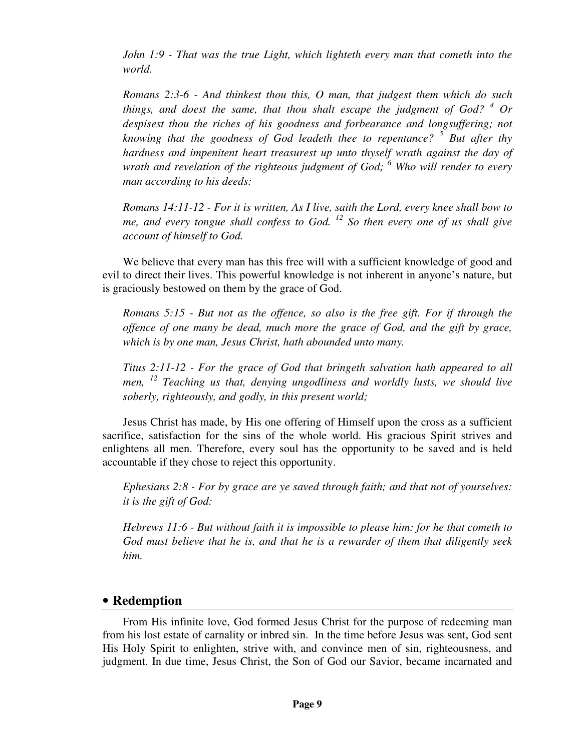*John 1:9 - That was the true Light, which lighteth every man that cometh into the world.*

*Romans 2:3-6 - And thinkest thou this, O man, that judgest them which do such things, and doest the same, that thou shalt escape the judgment of God? [4] Or despisest thou the riches of his goodness and forbearance and longsuffering; not knowing that the goodness of God leadeth thee to repentance? [5] But after thy hardness and impenitent heart treasurest up unto thyself wrath against the day of wrath and revelation of the righteous judgment of God; [6] Who will render to every man according to his deeds:*

*Romans 14:11-12 - For it is written, As I live, saith the Lord, every knee shall bow to me, and every tongue shall confess to God. [12] So then every one of us shall give account of himself to God.*

We believe that every man has this free will with a sufficient knowledge of good and evil to direct their lives. This powerful knowledge is not inherent in anyone's nature, but is graciously bestowed on them by the grace of God.

*Romans 5:15 - But not as the offence, so also is the free gift. For if through the offence of one many be dead, much more the grace of God, and the gift by grace, which is by one man, Jesus Christ, hath abounded unto many.*

*Titus 2:11-12 - For the grace of God that bringeth salvation hath appeared to all men, [12] Teaching us that, denying ungodliness and worldly lusts, we should live soberly, righteously, and godly, in this present world;*

Jesus Christ has made, by His one offering of Himself upon the cross as a sufficient sacrifice, satisfaction for the sins of the whole world. His gracious Spirit strives and enlightens all men. Therefore, every soul has the opportunity to be saved and is held accountable if they chose to reject this opportunity.

*Ephesians 2:8 - For by grace are ye saved through faith; and that not of yourselves: it is the gift of God:*

*Hebrews 11:6 - But without faith it is impossible to please him: for he that cometh to God must believe that he is, and that he is a rewarder of them that diligently seek him.*

## • Redemption

From His infinite love, God formed Jesus Christ for the purpose of redeeming man from his lost estate of carnality or inbred sin. In the time before Jesus was sent, God sent His Holy Spirit to enlighten, strive with, and convince men of sin, righteousness, and judgment. In due time, Jesus Christ, the Son of God our Savior, became incarnated and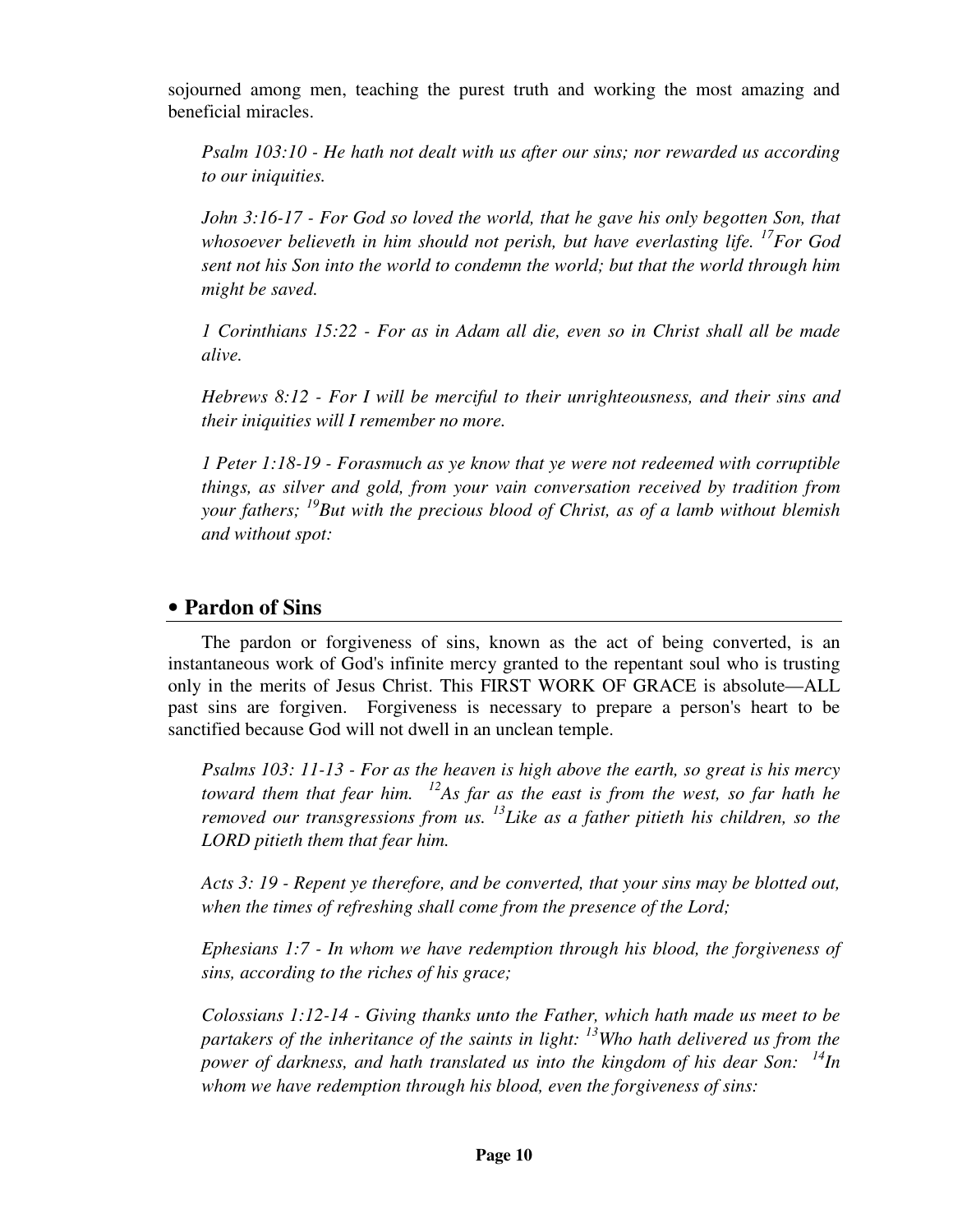sojourned among men, teaching the purest truth and working the most amazing and beneficial miracles.

*Psalm 103:10 - He hath not dealt with us after our sins; nor rewarded us according to our iniquities.*

*John 3:16-17 - For God so loved the world, that he gave his only begotten Son, that whosoever believeth in him should not perish, but have everlasting life. [17]For God sent not his Son into the world to condemn the world; but that the world through him might be saved.*

*1 Corinthians 15:22 - For as in Adam all die, even so in Christ shall all be made alive.*

*Hebrews 8:12 - For I will be merciful to their unrighteousness, and their sins and their iniquities will I remember no more.*

*1 Peter 1:18-19 - Forasmuch as ye know that ye were not redeemed with corruptible things, as silver and gold, from your vain conversation received by tradition from your fathers; [19]But with the precious blood of Christ, as of a lamb without blemish and without spot:*

## • Pardon of Sins

The pardon or forgiveness of sins, known as the act of being converted, is an instantaneous work of God's infinite mercy granted to the repentant soul who is trusting only in the merits of Jesus Christ. This FIRST WORK OF GRACE is absolute—ALL past sins are forgiven. Forgiveness is necessary to prepare a person's heart to be sanctified because God will not dwell in an unclean temple.

*Psalms 103: 11-13 - For as the heaven is high above the earth, so great is his mercy toward them that fear him. [12]As far as the east is from the west, so far hath he removed our transgressions from us. [13]Like as a father pitieth his children, so the LORD pitieth them that fear him.*

*Acts 3: 19 - Repent ye therefore, and be converted, that your sins may be blotted out, when the times of refreshing shall come from the presence of the Lord;*

*Ephesians 1:7 - In whom we have redemption through his blood, the forgiveness of sins, according to the riches of his grace;*

*Colossians 1:12-14 - Giving thanks unto the Father, which hath made us meet to be partakers of the inheritance of the saints in light: [13]Who hath delivered us from the power of darkness, and hath translated us into the kingdom of his dear Son: [14]In whom we have redemption through his blood, even the forgiveness of sins:*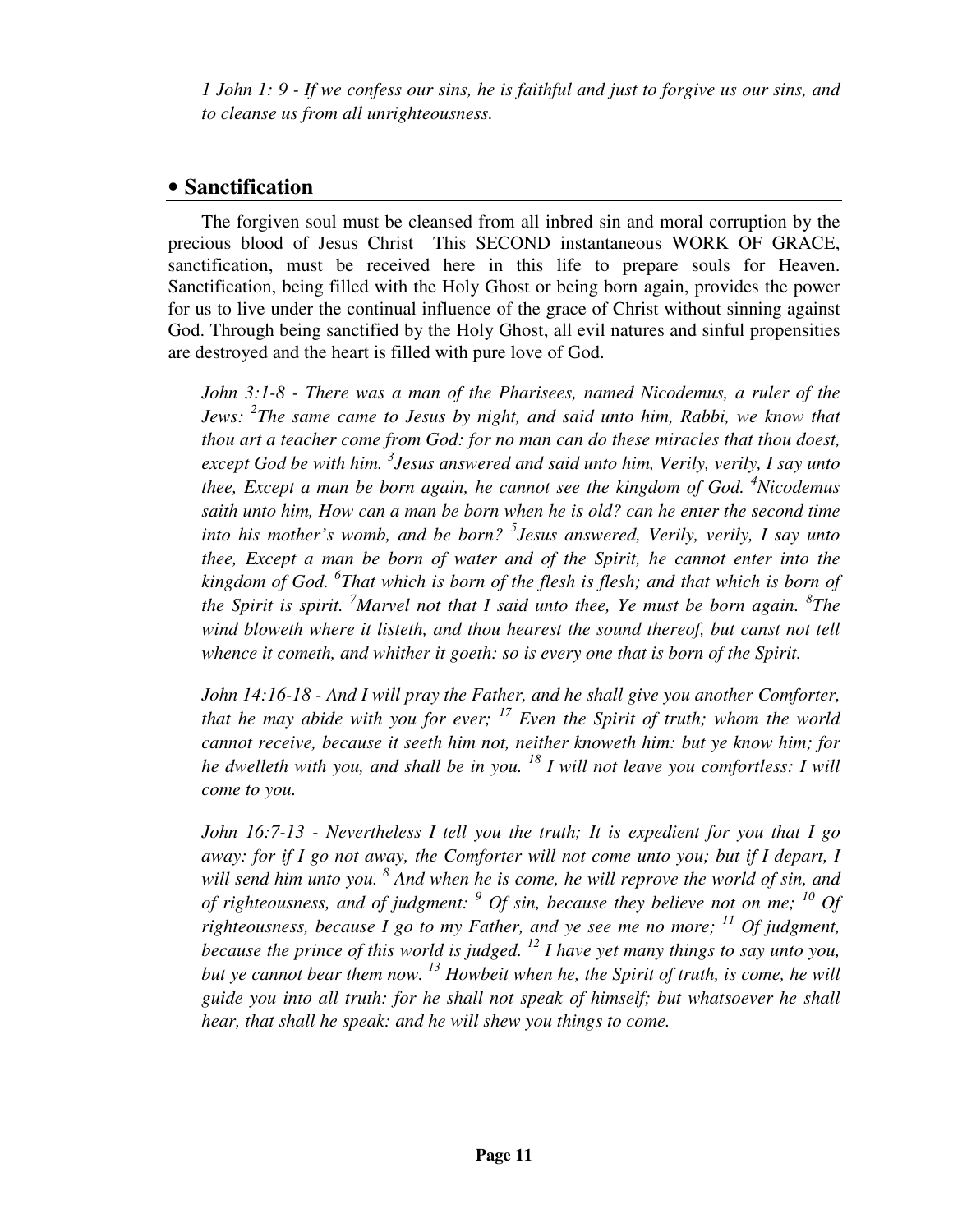*1 John 1: 9 - If we confess our sins, he is faithful and just to forgive us our sins, and to cleanse us from all unrighteousness.*

## • Sanctification

The forgiven soul must be cleansed from all inbred sin and moral corruption by the precious blood of Jesus Christ  This SECOND instantaneous WORK OF GRACE, sanctification, must be received here in this life to prepare souls for Heaven. Sanctification, being filled with the Holy Ghost or being born again, provides the power for us to live under the continual influence of the grace of Christ without sinning against God. Through being sanctified by the Holy Ghost, all evil natures and sinful propensities are destroyed and the heart is filled with pure love of God.

*John 3:1-8 - There was a man of the Pharisees, named Nicodemus, a ruler of the Jews: [2]The same came to Jesus by night, and said unto him, Rabbi, we know that thou art a teacher come from God: for no man can do these miracles that thou doest, except God be with him. [3]Jesus answered and said unto him, Verily, verily, I say unto thee, Except a man be born again, he cannot see the kingdom of God. [4]Nicodemus saith unto him, How can a man be born when he is old? can he enter the second time into his mother's womb, and be born? [5]Jesus answered, Verily, verily, I say unto thee, Except a man be born of water and of the Spirit, he cannot enter into the kingdom of God. [6]That which is born of the flesh is flesh; and that which is born of the Spirit is spirit. [7]Marvel not that I said unto thee, Ye must be born again. [8]The wind bloweth where it listeth, and thou hearest the sound thereof, but canst not tell whence it cometh, and whither it goeth: so is every one that is born of the Spirit.*

*John 14:16-18 - And I will pray the Father, and he shall give you another Comforter, that he may abide with you for ever; [17] Even the Spirit of truth; whom the world cannot receive, because it seeth him not, neither knoweth him: but ye know him; for he dwelleth with you, and shall be in you. [18] I will not leave you comfortless: I will come to you.*

*John 16:7-13 - Nevertheless I tell you the truth; It is expedient for you that I go away: for if I go not away, the Comforter will not come unto you; but if I depart, I will send him unto you. [8] And when he is come, he will reprove the world of sin, and of righteousness, and of judgment: [9] Of sin, because they believe not on me; [10] Of righteousness, because I go to my Father, and ye see me no more; [11] Of judgment, because the prince of this world is judged. [12] I have yet many things to say unto you, but ye cannot bear them now. [13] Howbeit when he, the Spirit of truth, is come, he will guide you into all truth: for he shall not speak of himself; but whatsoever he shall hear, that shall he speak: and he will shew you things to come.*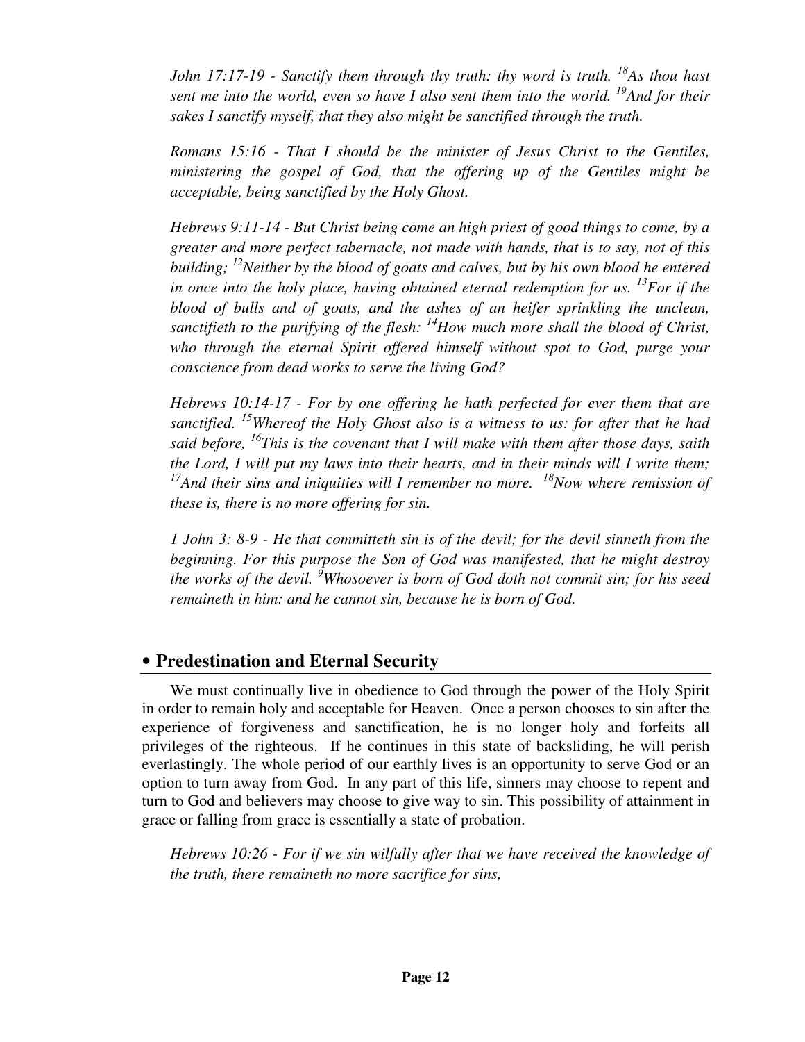*John 17:17-19 - Sanctify them through thy truth: thy word is truth. [18]As thou hast sent me into the world, even so have I also sent them into the world. [19]And for their sakes I sanctify myself, that they also might be sanctified through the truth.*

*Romans 15:16 - That I should be the minister of Jesus Christ to the Gentiles, ministering the gospel of God, that the offering up of the Gentiles might be acceptable, being sanctified by the Holy Ghost.*

*Hebrews 9:11-14 - But Christ being come an high priest of good things to come, by a greater and more perfect tabernacle, not made with hands, that is to say, not of this building; [12]Neither by the blood of goats and calves, but by his own blood he entered in once into the holy place, having obtained eternal redemption for us. [13]For if the blood of bulls and of goats, and the ashes of an heifer sprinkling the unclean, sanctifieth to the purifying of the flesh: [14]How much more shall the blood of Christ, who through the eternal Spirit offered himself without spot to God, purge your conscience from dead works to serve the living God?*

*Hebrews 10:14-17 - For by one offering he hath perfected for ever them that are sanctified. [15]Whereof the Holy Ghost also is a witness to us: for after that he had said before, [16]This is the covenant that I will make with them after those days, saith the Lord, I will put my laws into their hearts, and in their minds will I write them; [17]And their sins and iniquities will I remember no more. [18]Now where remission of these is, there is no more offering for sin.*

*1 John 3: 8-9 - He that committeth sin is of the devil; for the devil sinneth from the beginning. For this purpose the Son of God was manifested, that he might destroy the works of the devil. [9]Whosoever is born of God doth not commit sin; for his seed remaineth in him: and he cannot sin, because he is born of God.*

## • Predestination and Eternal Security

We must continually live in obedience to God through the power of the Holy Spirit in order to remain holy and acceptable for Heaven. Once a person chooses to sin after the experience of forgiveness and sanctification, he is no longer holy and forfeits all privileges of the righteous. If he continues in this state of backsliding, he will perish everlastingly. The whole period of our earthly lives is an opportunity to serve God or an option to turn away from God. In any part of this life, sinners may choose to repent and turn to God and believers may choose to give way to sin. This possibility of attainment in grace or falling from grace is essentially a state of probation.

*Hebrews 10:26 - For if we sin wilfully after that we have received the knowledge of the truth, there remaineth no more sacrifice for sins,*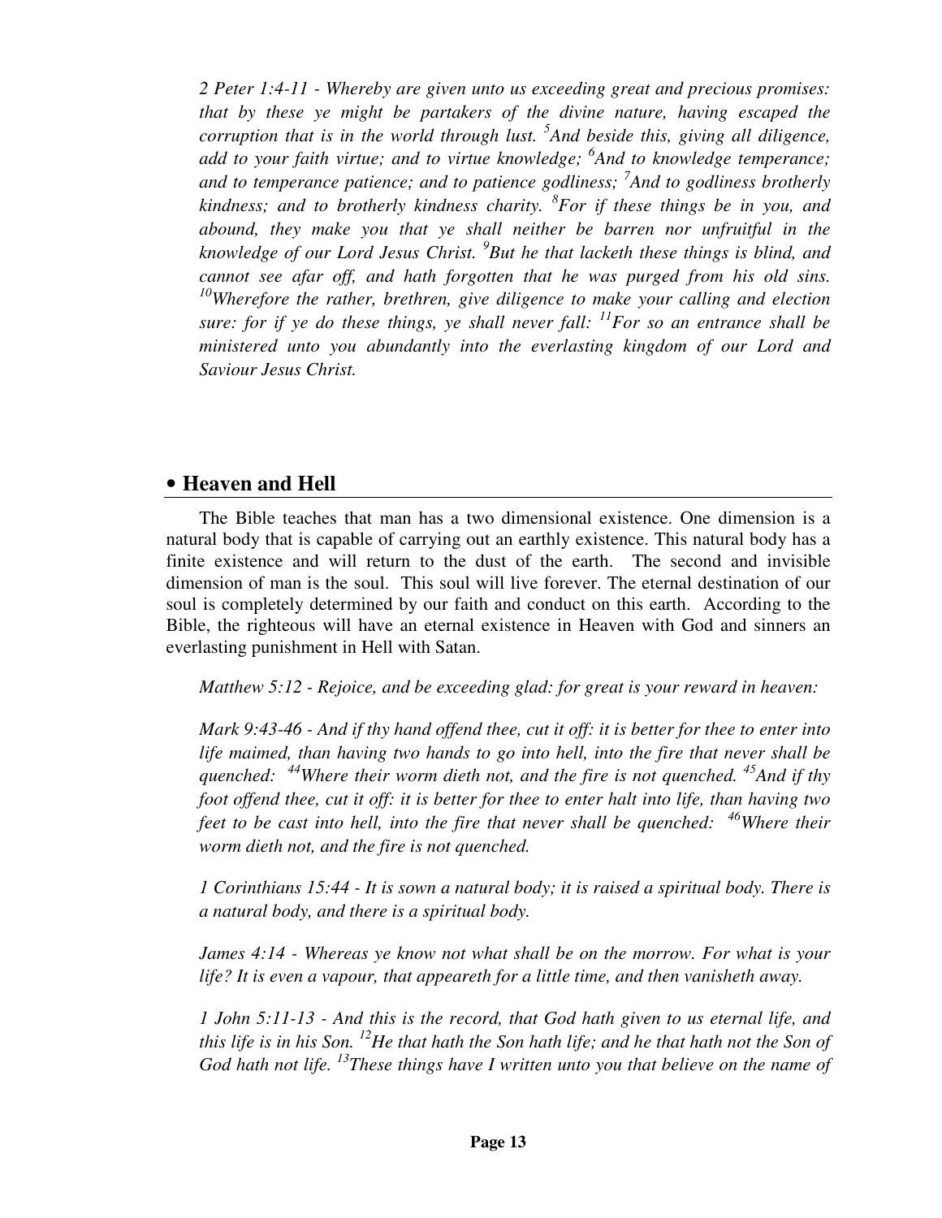*2 Peter 1:4-11 - Whereby are given unto us exceeding great and precious promises: that by these ye might be partakers of the divine nature, having escaped the corruption that is in the world through lust. [5]And beside this, giving all diligence, add to your faith virtue; and to virtue knowledge; [6]And to knowledge temperance; and to temperance patience; and to patience godliness; [7]And to godliness brotherly kindness; and to brotherly kindness charity. [8]For if these things be in you, and abound, they make you that ye shall neither be barren nor unfruitful in the knowledge of our Lord Jesus Christ. [9]But he that lacketh these things is blind, and cannot see afar off, and hath forgotten that he was purged from his old sins. [10]Wherefore the rather, brethren, give diligence to make your calling and election sure: for if ye do these things, ye shall never fall: [11]For so an entrance shall be ministered unto you abundantly into the everlasting kingdom of our Lord and Saviour Jesus Christ.*

## • Heaven and Hell

The Bible teaches that man has a two dimensional existence. One dimension is a natural body that is capable of carrying out an earthly existence. This natural body has a finite existence and will return to the dust of the earth. The second and invisible dimension of man is the soul. This soul will live forever. The eternal destination of our soul is completely determined by our faith and conduct on this earth. According to the Bible, the righteous will have an eternal existence in Heaven with God and sinners an everlasting punishment in Hell with Satan.

*Matthew 5:12 - Rejoice, and be exceeding glad: for great is your reward in heaven:*

*Mark 9:43-46 - And if thy hand offend thee, cut it off: it is better for thee to enter into life maimed, than having two hands to go into hell, into the fire that never shall be quenched: [44]Where their worm dieth not, and the fire is not quenched. [45]And if thy foot offend thee, cut it off: it is better for thee to enter halt into life, than having two feet to be cast into hell, into the fire that never shall be quenched: [46]Where their worm dieth not, and the fire is not quenched.*

*1 Corinthians 15:44 - It is sown a natural body; it is raised a spiritual body. There is a natural body, and there is a spiritual body.*

*James 4:14 - Whereas ye know not what shall be on the morrow. For what is your life? It is even a vapour, that appeareth for a little time, and then vanisheth away.*

*1 John 5:11-13 - And this is the record, that God hath given to us eternal life, and this life is in his Son. [12]He that hath the Son hath life; and he that hath not the Son of God hath not life. [13]These things have I written unto you that believe on the name of*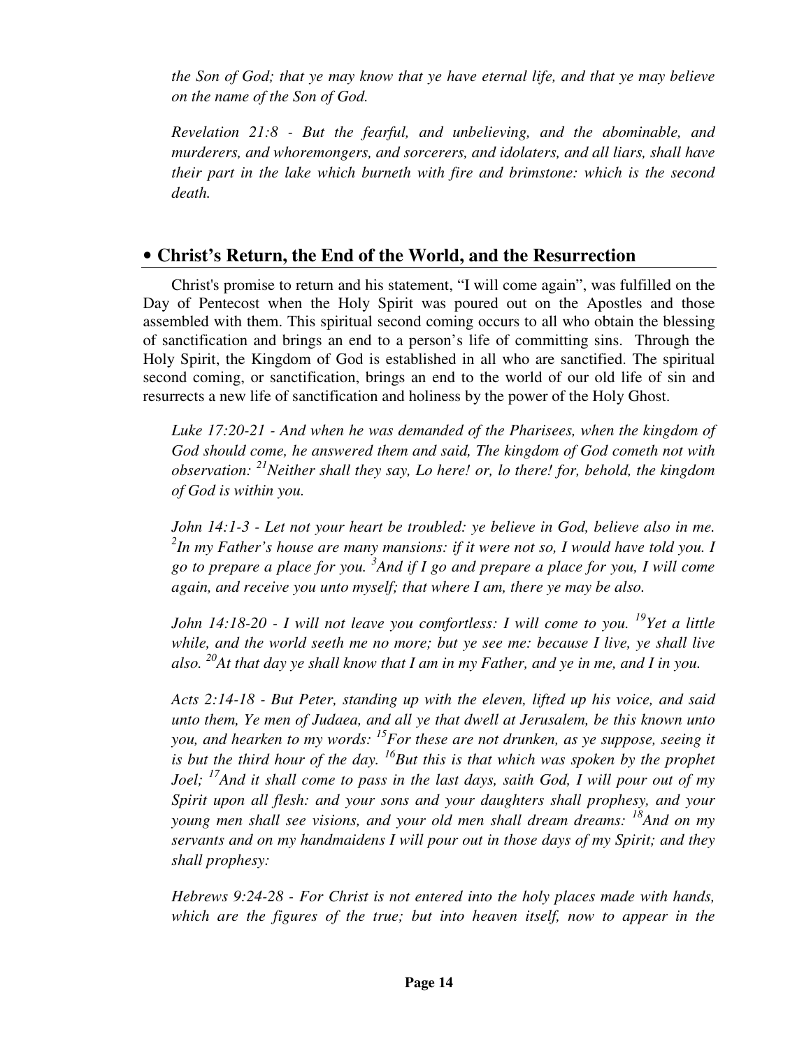*the Son of God; that ye may know that ye have eternal life, and that ye may believe on the name of the Son of God.*

*Revelation 21:8 - But the fearful, and unbelieving, and the abominable, and murderers, and whoremongers, and sorcerers, and idolaters, and all liars, shall have their part in the lake which burneth with fire and brimstone: which is the second death.*

## • Christ's Return, the End of the World, and the Resurrection

Christ's promise to return and his statement, "I will come again", was fulfilled on the Day of Pentecost when the Holy Spirit was poured out on the Apostles and those assembled with them. This spiritual second coming occurs to all who obtain the blessing of sanctification and brings an end to a person's life of committing sins. Through the Holy Spirit, the Kingdom of God is established in all who are sanctified. The spiritual second coming, or sanctification, brings an end to the world of our old life of sin and resurrects a new life of sanctification and holiness by the power of the Holy Ghost.

*Luke 17:20-21 - And when he was demanded of the Pharisees, when the kingdom of God should come, he answered them and said, The kingdom of God cometh not with observation: [21]Neither shall they say, Lo here! or, lo there! for, behold, the kingdom of God is within you.*

*John 14:1-3 - Let not your heart be troubled: ye believe in God, believe also in me. [2]In my Father's house are many mansions: if it were not so, I would have told you. I go to prepare a place for you. [3]And if I go and prepare a place for you, I will come again, and receive you unto myself; that where I am, there ye may be also.*

*John 14:18-20 - I will not leave you comfortless: I will come to you. [19]Yet a little while, and the world seeth me no more; but ye see me: because I live, ye shall live also. [20]At that day ye shall know that I am in my Father, and ye in me, and I in you.*

*Acts 2:14-18 - But Peter, standing up with the eleven, lifted up his voice, and said unto them, Ye men of Judaea, and all ye that dwell at Jerusalem, be this known unto you, and hearken to my words: [15]For these are not drunken, as ye suppose, seeing it is but the third hour of the day. [16]But this is that which was spoken by the prophet Joel; [17]And it shall come to pass in the last days, saith God, I will pour out of my Spirit upon all flesh: and your sons and your daughters shall prophesy, and your young men shall see visions, and your old men shall dream dreams: [18]And on my servants and on my handmaidens I will pour out in those days of my Spirit; and they shall prophesy:*

*Hebrews 9:24-28 - For Christ is not entered into the holy places made with hands, which are the figures of the true; but into heaven itself, now to appear in the*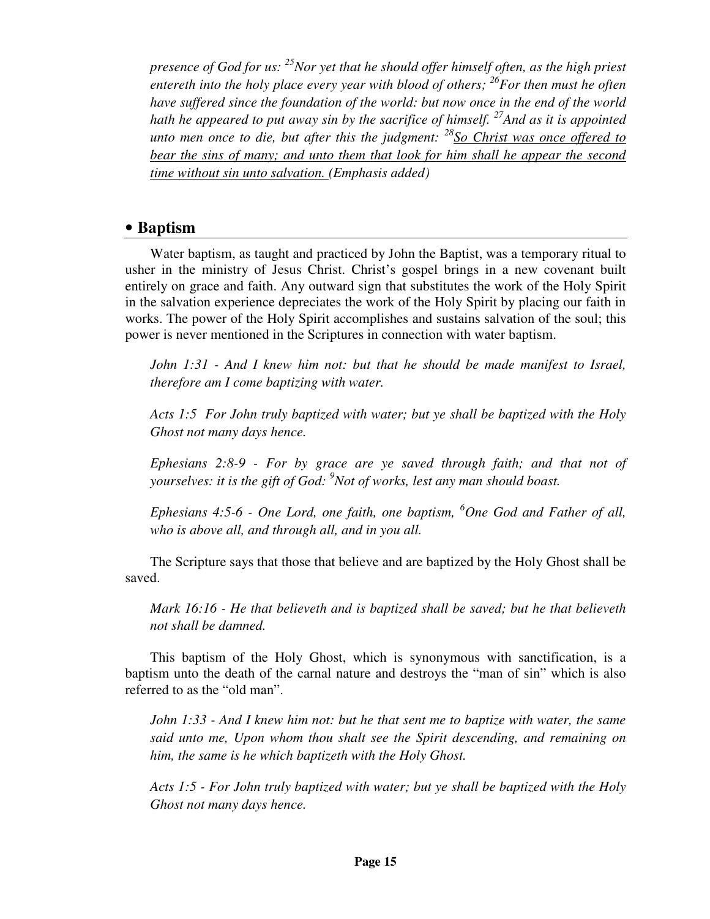*presence of God for us: [25]Nor yet that he should offer himself often, as the high priest entereth into the holy place every year with blood of others; [26]For then must he often have suffered since the foundation of the world: but now once in the end of the world hath he appeared to put away sin by the sacrifice of himself. [27]And as it is appointed unto men once to die, but after this the judgment: [28]<u>So Christ was once offered to bear the sins of many; and unto them that look for him shall he appear the second time without sin unto salvation.</u> (Emphasis added)*

## • Baptism

Water baptism, as taught and practiced by John the Baptist, was a temporary ritual to usher in the ministry of Jesus Christ. Christ's gospel brings in a new covenant built entirely on grace and faith. Any outward sign that substitutes the work of the Holy Spirit in the salvation experience depreciates the work of the Holy Spirit by placing our faith in works. The power of the Holy Spirit accomplishes and sustains salvation of the soul; this power is never mentioned in the Scriptures in connection with water baptism.

*John 1:31 - And I knew him not: but that he should be made manifest to Israel, therefore am I come baptizing with water.*

*Acts 1:5 For John truly baptized with water; but ye shall be baptized with the Holy Ghost not many days hence.*

*Ephesians 2:8-9 - For by grace are ye saved through faith; and that not of yourselves: it is the gift of God: [9]Not of works, lest any man should boast.*

*Ephesians 4:5-6 - One Lord, one faith, one baptism, [6]One God and Father of all, who is above all, and through all, and in you all.*

The Scripture says that those that believe and are baptized by the Holy Ghost shall be saved.

*Mark 16:16 - He that believeth and is baptized shall be saved; but he that believeth not shall be damned.*

This baptism of the Holy Ghost, which is synonymous with sanctification, is a baptism unto the death of the carnal nature and destroys the "man of sin" which is also referred to as the "old man".

*John 1:33 - And I knew him not: but he that sent me to baptize with water, the same said unto me, Upon whom thou shalt see the Spirit descending, and remaining on him, the same is he which baptizeth with the Holy Ghost.*

*Acts 1:5 - For John truly baptized with water; but ye shall be baptized with the Holy Ghost not many days hence.*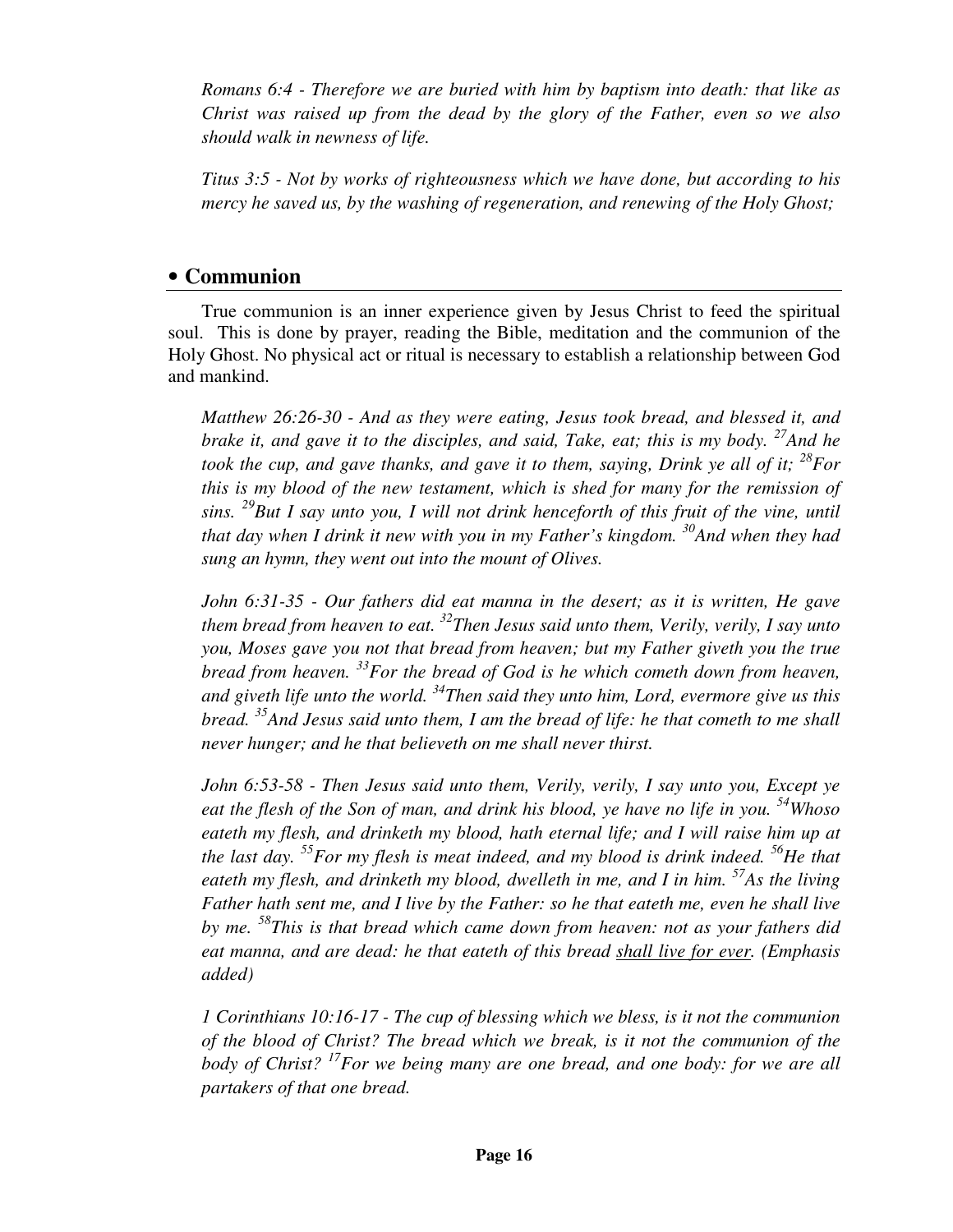*Romans 6:4 - Therefore we are buried with him by baptism into death: that like as Christ was raised up from the dead by the glory of the Father, even so we also should walk in newness of life.*

*Titus 3:5 - Not by works of righteousness which we have done, but according to his mercy he saved us, by the washing of regeneration, and renewing of the Holy Ghost;*

## • Communion

True communion is an inner experience given by Jesus Christ to feed the spiritual soul. This is done by prayer, reading the Bible, meditation and the communion of the Holy Ghost. No physical act or ritual is necessary to establish a relationship between God and mankind.

*Matthew 26:26-30 - And as they were eating, Jesus took bread, and blessed it, and brake it, and gave it to the disciples, and said, Take, eat; this is my body. [27]And he took the cup, and gave thanks, and gave it to them, saying, Drink ye all of it; [28]For this is my blood of the new testament, which is shed for many for the remission of sins. [29]But I say unto you, I will not drink henceforth of this fruit of the vine, until that day when I drink it new with you in my Father's kingdom. [30]And when they had sung an hymn, they went out into the mount of Olives.*

*John 6:31-35 - Our fathers did eat manna in the desert; as it is written, He gave them bread from heaven to eat. [32]Then Jesus said unto them, Verily, verily, I say unto you, Moses gave you not that bread from heaven; but my Father giveth you the true bread from heaven. [33]For the bread of God is he which cometh down from heaven, and giveth life unto the world. [34]Then said they unto him, Lord, evermore give us this bread. [35]And Jesus said unto them, I am the bread of life: he that cometh to me shall never hunger; and he that believeth on me shall never thirst.*

*John 6:53-58 - Then Jesus said unto them, Verily, verily, I say unto you, Except ye eat the flesh of the Son of man, and drink his blood, ye have no life in you. [54]Whoso eateth my flesh, and drinketh my blood, hath eternal life; and I will raise him up at the last day. [55]For my flesh is meat indeed, and my blood is drink indeed. [56]He that eateth my flesh, and drinketh my blood, dwelleth in me, and I in him. [57]As the living Father hath sent me, and I live by the Father: so he that eateth me, even he shall live by me. [58]This is that bread which came down from heaven: not as your fathers did eat manna, and are dead: he that eateth of this bread <u>shall live for ever</u>. (Emphasis added)*

*1 Corinthians 10:16-17 - The cup of blessing which we bless, is it not the communion of the blood of Christ? The bread which we break, is it not the communion of the body of Christ? [17]For we being many are one bread, and one body: for we are all partakers of that one bread.*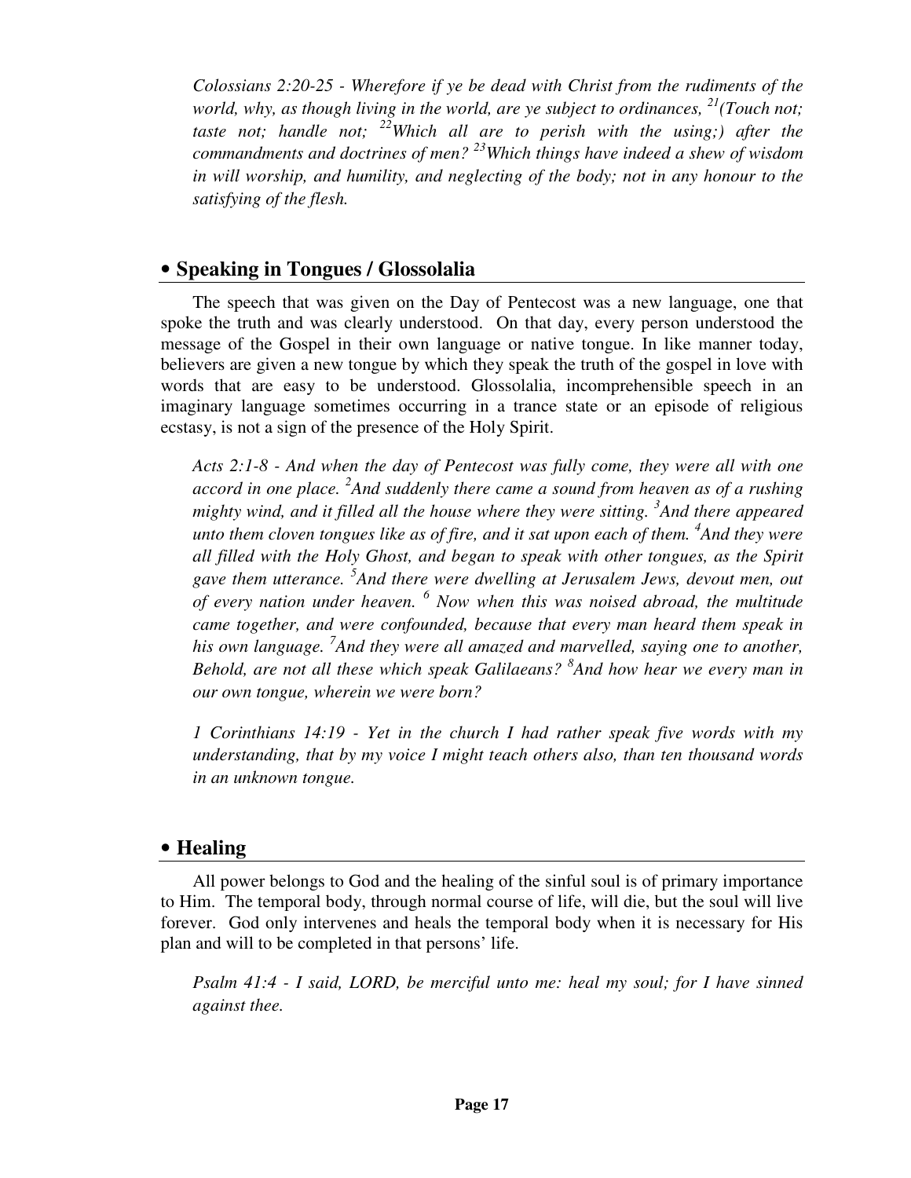*Colossians 2:20-25 - Wherefore if ye be dead with Christ from the rudiments of the world, why, as though living in the world, are ye subject to ordinances, [21](Touch not; taste not; handle not; [22]Which all are to perish with the using;) after the commandments and doctrines of men? [23]Which things have indeed a shew of wisdom in will worship, and humility, and neglecting of the body; not in any honour to the satisfying of the flesh.*

## • Speaking in Tongues / Glossolalia

The speech that was given on the Day of Pentecost was a new language, one that spoke the truth and was clearly understood. On that day, every person understood the message of the Gospel in their own language or native tongue. In like manner today, believers are given a new tongue by which they speak the truth of the gospel in love with words that are easy to be understood. Glossolalia, incomprehensible speech in an imaginary language sometimes occurring in a trance state or an episode of religious ecstasy, is not a sign of the presence of the Holy Spirit.

*Acts 2:1-8 - And when the day of Pentecost was fully come, they were all with one accord in one place. [2]And suddenly there came a sound from heaven as of a rushing mighty wind, and it filled all the house where they were sitting. [3]And there appeared unto them cloven tongues like as of fire, and it sat upon each of them. [4]And they were all filled with the Holy Ghost, and began to speak with other tongues, as the Spirit gave them utterance. [5]And there were dwelling at Jerusalem Jews, devout men, out of every nation under heaven. [6] Now when this was noised abroad, the multitude came together, and were confounded, because that every man heard them speak in his own language. [7]And they were all amazed and marvelled, saying one to another, Behold, are not all these which speak Galilaeans? [8]And how hear we every man in our own tongue, wherein we were born?*

*1 Corinthians 14:19 - Yet in the church I had rather speak five words with my understanding, that by my voice I might teach others also, than ten thousand words in an unknown tongue.*

## • Healing

All power belongs to God and the healing of the sinful soul is of primary importance to Him. The temporal body, through normal course of life, will die, but the soul will live forever. God only intervenes and heals the temporal body when it is necessary for His plan and will to be completed in that persons' life.

*Psalm 41:4 - I said, LORD, be merciful unto me: heal my soul; for I have sinned against thee.*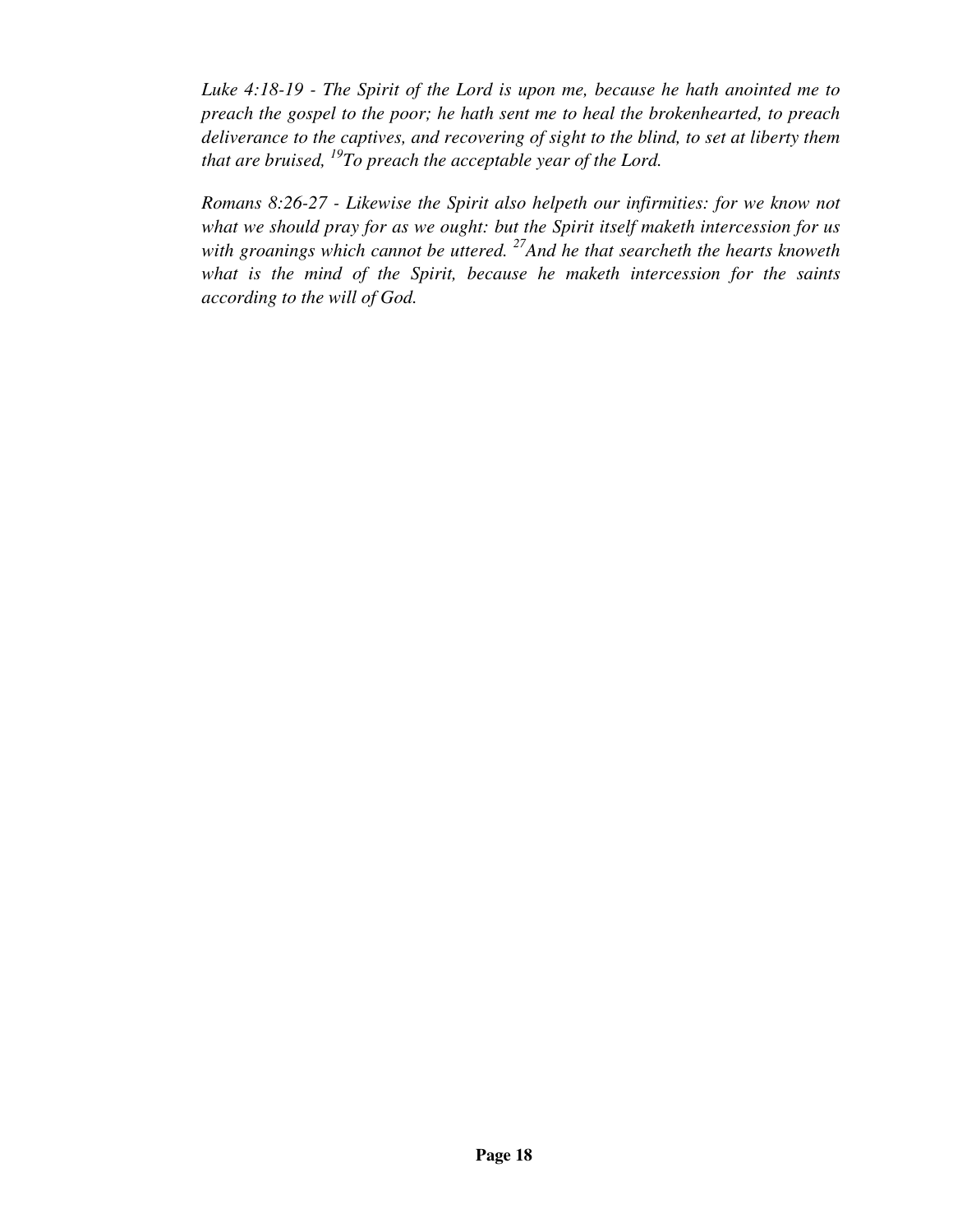*Luke 4:18-19 - The Spirit of the Lord is upon me, because he hath anointed me to preach the gospel to the poor; he hath sent me to heal the brokenhearted, to preach deliverance to the captives, and recovering of sight to the blind, to set at liberty them that are bruised, [19]To preach the acceptable year of the Lord.*

*Romans 8:26-27 - Likewise the Spirit also helpeth our infirmities: for we know not what we should pray for as we ought: but the Spirit itself maketh intercession for us with groanings which cannot be uttered. [27]And he that searcheth the hearts knoweth what is the mind of the Spirit, because he maketh intercession for the saints according to the will of God.*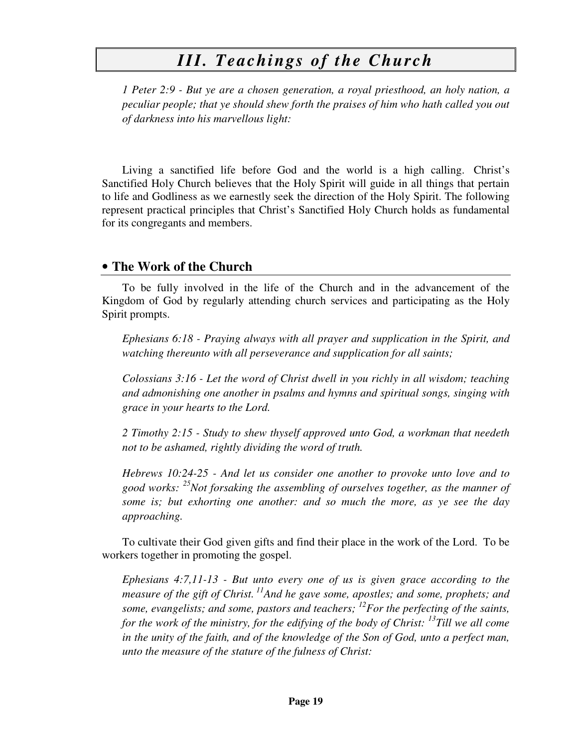# *III. Teachings of the Church*

*1 Peter 2:9 - But ye are a chosen generation, a royal priesthood, an holy nation, a peculiar people; that ye should shew forth the praises of him who hath called you out of darkness into his marvellous light:*

Living a sanctified life before God and the world is a high calling. Christ's Sanctified Holy Church believes that the Holy Spirit will guide in all things that pertain to life and Godliness as we earnestly seek the direction of the Holy Spirit. The following represent practical principles that Christ's Sanctified Holy Church holds as fundamental for its congregants and members.

## • The Work of the Church

To be fully involved in the life of the Church and in the advancement of the Kingdom of God by regularly attending church services and participating as the Holy Spirit prompts.

*Ephesians 6:18 - Praying always with all prayer and supplication in the Spirit, and watching thereunto with all perseverance and supplication for all saints;*

*Colossians 3:16 - Let the word of Christ dwell in you richly in all wisdom; teaching and admonishing one another in psalms and hymns and spiritual songs, singing with grace in your hearts to the Lord.*

*2 Timothy 2:15 - Study to shew thyself approved unto God, a workman that needeth not to be ashamed, rightly dividing the word of truth.*

*Hebrews 10:24-25 - And let us consider one another to provoke unto love and to good works: [25]Not forsaking the assembling of ourselves together, as the manner of some is; but exhorting one another: and so much the more, as ye see the day approaching.*

To cultivate their God given gifts and find their place in the work of the Lord. To be workers together in promoting the gospel.

*Ephesians 4:7,11-13 - But unto every one of us is given grace according to the measure of the gift of Christ. [11]And he gave some, apostles; and some, prophets; and some, evangelists; and some, pastors and teachers; [12]For the perfecting of the saints, for the work of the ministry, for the edifying of the body of Christ: [13]Till we all come in the unity of the faith, and of the knowledge of the Son of God, unto a perfect man, unto the measure of the stature of the fulness of Christ:*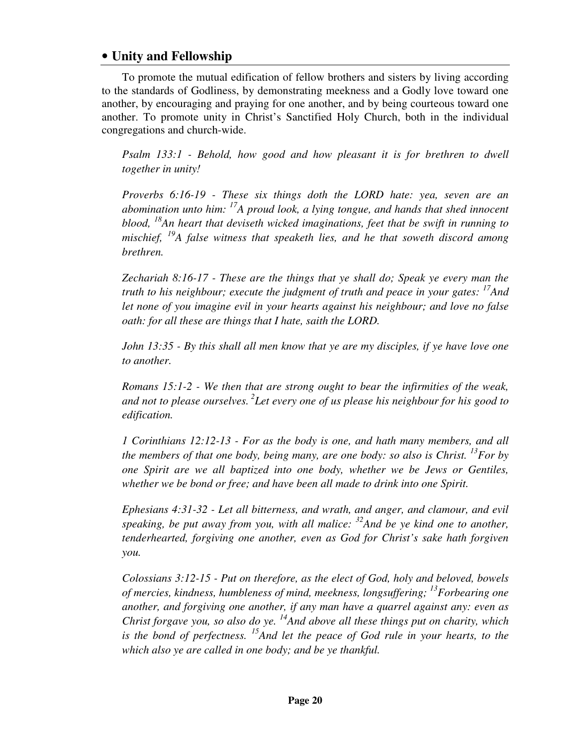## • Unity and Fellowship

To promote the mutual edification of fellow brothers and sisters by living according to the standards of Godliness, by demonstrating meekness and a Godly love toward one another, by encouraging and praying for one another, and by being courteous toward one another. To promote unity in Christ's Sanctified Holy Church, both in the individual congregations and church-wide.

*Psalm 133:1 - Behold, how good and how pleasant it is for brethren to dwell together in unity!*

*Proverbs 6:16-19 - These six things doth the LORD hate: yea, seven are an abomination unto him: [17]A proud look, a lying tongue, and hands that shed innocent blood, [18]An heart that deviseth wicked imaginations, feet that be swift in running to mischief, [19]A false witness that speaketh lies, and he that soweth discord among brethren.*

*Zechariah 8:16-17 - These are the things that ye shall do; Speak ye every man the truth to his neighbour; execute the judgment of truth and peace in your gates: [17]And let none of you imagine evil in your hearts against his neighbour; and love no false oath: for all these are things that I hate, saith the LORD.*

*John 13:35 - By this shall all men know that ye are my disciples, if ye have love one to another.*

*Romans 15:1-2 - We then that are strong ought to bear the infirmities of the weak, and not to please ourselves. [2]Let every one of us please his neighbour for his good to edification.*

*1 Corinthians 12:12-13 - For as the body is one, and hath many members, and all the members of that one body, being many, are one body: so also is Christ. [13]For by one Spirit are we all baptized into one body, whether we be Jews or Gentiles, whether we be bond or free; and have been all made to drink into one Spirit.*

*Ephesians 4:31-32 - Let all bitterness, and wrath, and anger, and clamour, and evil speaking, be put away from you, with all malice: [32]And be ye kind one to another, tenderhearted, forgiving one another, even as God for Christ's sake hath forgiven you.*

*Colossians 3:12-15 - Put on therefore, as the elect of God, holy and beloved, bowels of mercies, kindness, humbleness of mind, meekness, longsuffering; [13]Forbearing one another, and forgiving one another, if any man have a quarrel against any: even as Christ forgave you, so also do ye. [14]And above all these things put on charity, which is the bond of perfectness. [15]And let the peace of God rule in your hearts, to the which also ye are called in one body; and be ye thankful.*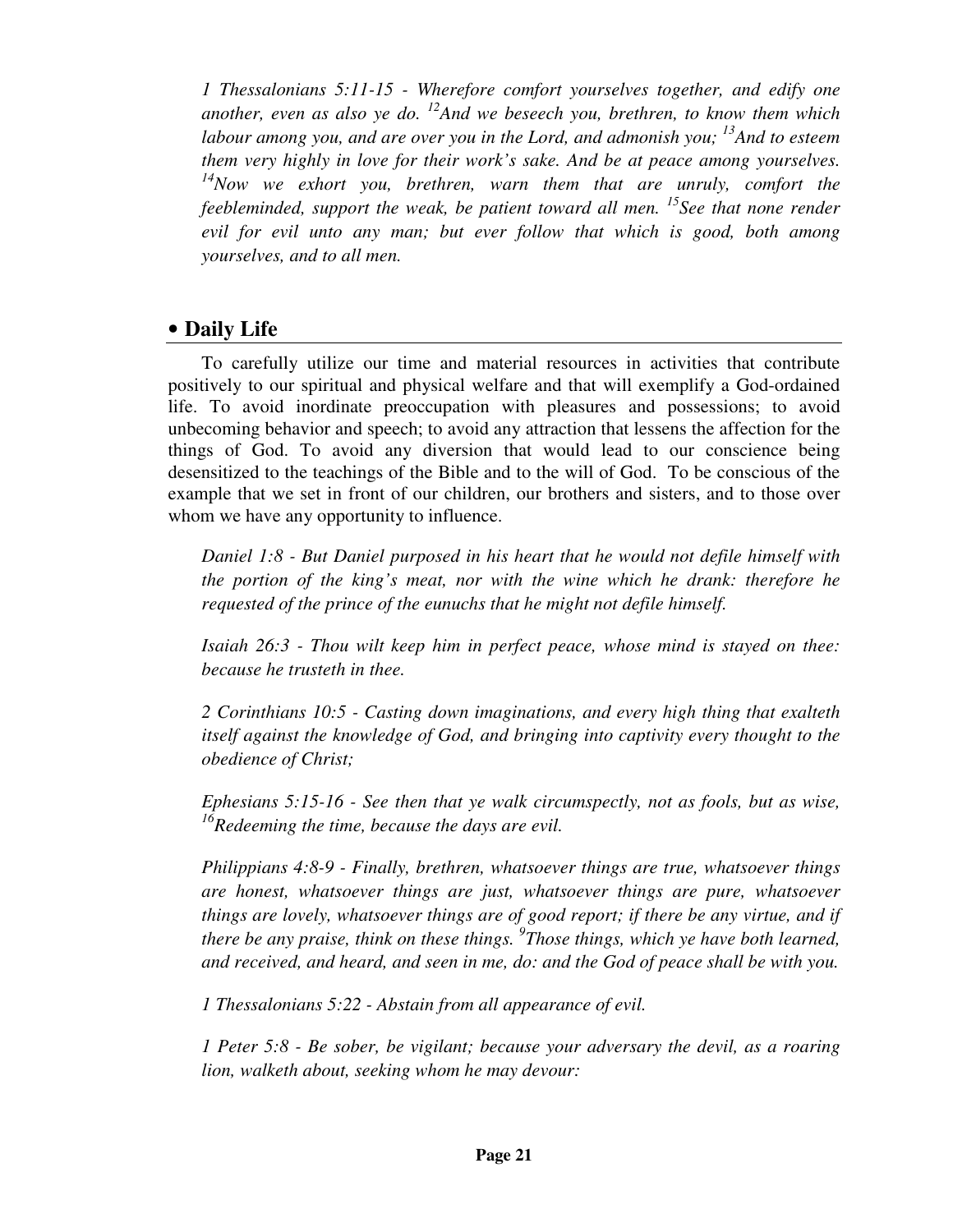*1 Thessalonians 5:11-15 - Wherefore comfort yourselves together, and edify one another, even as also ye do. [12]And we beseech you, brethren, to know them which labour among you, and are over you in the Lord, and admonish you; [13]And to esteem them very highly in love for their work's sake. And be at peace among yourselves. [14]Now we exhort you, brethren, warn them that are unruly, comfort the feebleminded, support the weak, be patient toward all men. [15]See that none render evil for evil unto any man; but ever follow that which is good, both among yourselves, and to all men.*

## • Daily Life

To carefully utilize our time and material resources in activities that contribute positively to our spiritual and physical welfare and that will exemplify a God-ordained life. To avoid inordinate preoccupation with pleasures and possessions; to avoid unbecoming behavior and speech; to avoid any attraction that lessens the affection for the things of God. To avoid any diversion that would lead to our conscience being desensitized to the teachings of the Bible and to the will of God. To be conscious of the example that we set in front of our children, our brothers and sisters, and to those over whom we have any opportunity to influence.

*Daniel 1:8 - But Daniel purposed in his heart that he would not defile himself with the portion of the king's meat, nor with the wine which he drank: therefore he requested of the prince of the eunuchs that he might not defile himself.*

*Isaiah 26:3 - Thou wilt keep him in perfect peace, whose mind is stayed on thee: because he trusteth in thee.*

*2 Corinthians 10:5 - Casting down imaginations, and every high thing that exalteth itself against the knowledge of God, and bringing into captivity every thought to the obedience of Christ;*

*Ephesians 5:15-16 - See then that ye walk circumspectly, not as fools, but as wise, [16]Redeeming the time, because the days are evil.*

*Philippians 4:8-9 - Finally, brethren, whatsoever things are true, whatsoever things are honest, whatsoever things are just, whatsoever things are pure, whatsoever things are lovely, whatsoever things are of good report; if there be any virtue, and if there be any praise, think on these things. [9]Those things, which ye have both learned, and received, and heard, and seen in me, do: and the God of peace shall be with you.*

*1 Thessalonians 5:22 - Abstain from all appearance of evil.*

*1 Peter 5:8 - Be sober, be vigilant; because your adversary the devil, as a roaring lion, walketh about, seeking whom he may devour:*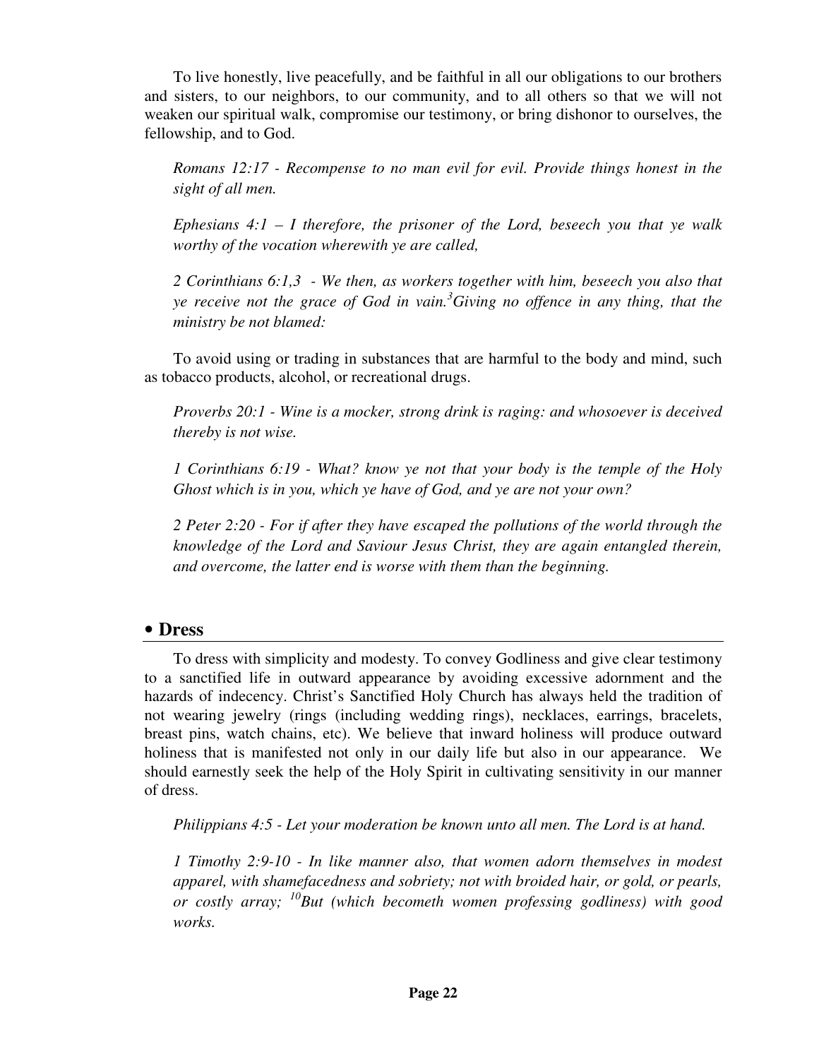To live honestly, live peacefully, and be faithful in all our obligations to our brothers and sisters, to our neighbors, to our community, and to all others so that we will not weaken our spiritual walk, compromise our testimony, or bring dishonor to ourselves, the fellowship, and to God.

*Romans 12:17 - Recompense to no man evil for evil. Provide things honest in the sight of all men.*

*Ephesians 4:1 – I therefore, the prisoner of the Lord, beseech you that ye walk worthy of the vocation wherewith ye are called,*

*2 Corinthians 6:1,3 - We then, as workers together with him, beseech you also that ye receive not the grace of God in vain.[3]Giving no offence in any thing, that the ministry be not blamed:*

To avoid using or trading in substances that are harmful to the body and mind, such as tobacco products, alcohol, or recreational drugs.

*Proverbs 20:1 - Wine is a mocker, strong drink is raging: and whosoever is deceived thereby is not wise.*

*1 Corinthians 6:19 - What? know ye not that your body is the temple of the Holy Ghost which is in you, which ye have of God, and ye are not your own?*

*2 Peter 2:20 - For if after they have escaped the pollutions of the world through the knowledge of the Lord and Saviour Jesus Christ, they are again entangled therein, and overcome, the latter end is worse with them than the beginning.*

## • Dress

To dress with simplicity and modesty. To convey Godliness and give clear testimony to a sanctified life in outward appearance by avoiding excessive adornment and the hazards of indecency. Christ's Sanctified Holy Church has always held the tradition of not wearing jewelry (rings (including wedding rings), necklaces, earrings, bracelets, breast pins, watch chains, etc). We believe that inward holiness will produce outward holiness that is manifested not only in our daily life but also in our appearance. We should earnestly seek the help of the Holy Spirit in cultivating sensitivity in our manner of dress.

*Philippians 4:5 - Let your moderation be known unto all men. The Lord is at hand.*

*1 Timothy 2:9-10 - In like manner also, that women adorn themselves in modest apparel, with shamefacedness and sobriety; not with broided hair, or gold, or pearls, or costly array; [10]But (which becometh women professing godliness) with good works.*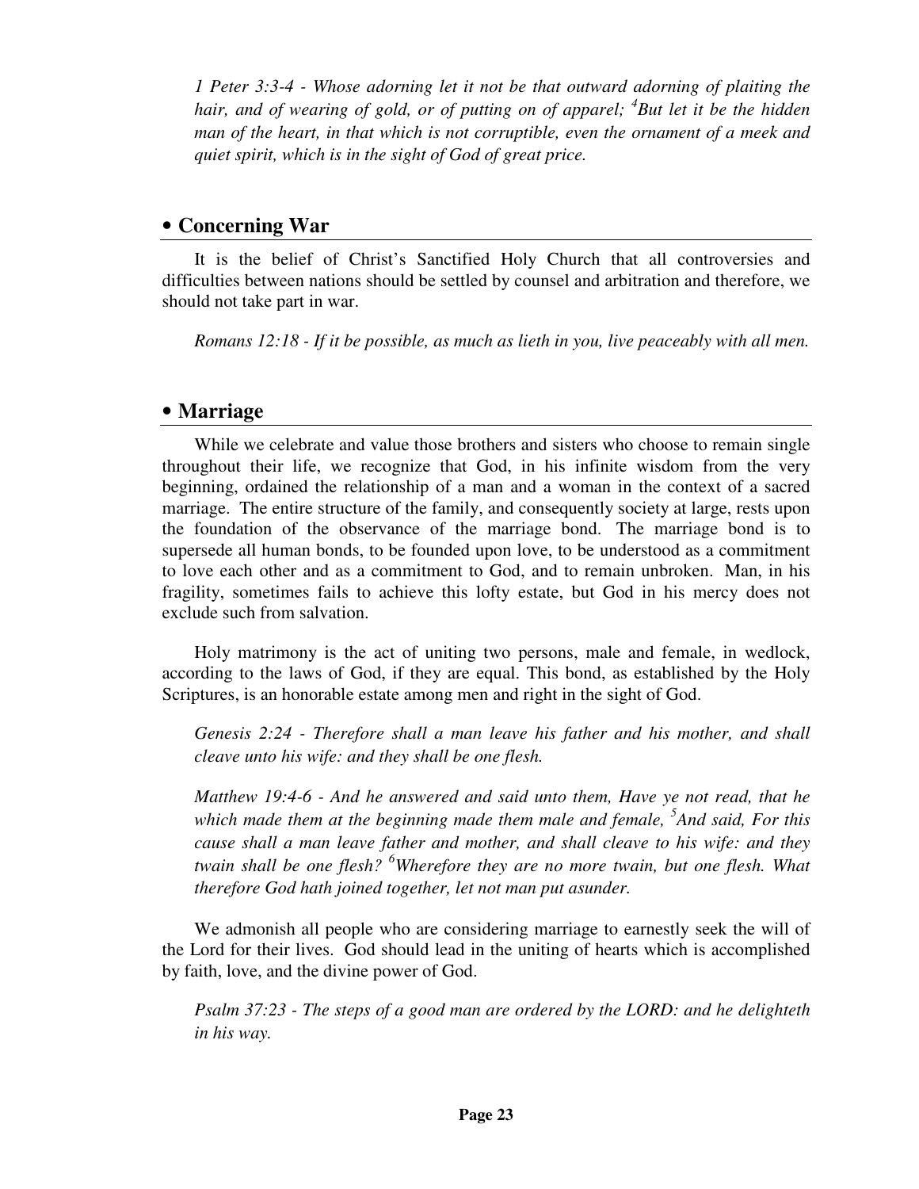*1 Peter 3:3-4 - Whose adorning let it not be that outward adorning of plaiting the hair, and of wearing of gold, or of putting on of apparel; [4]But let it be the hidden man of the heart, in that which is not corruptible, even the ornament of a meek and quiet spirit, which is in the sight of God of great price.*

## • Concerning War

It is the belief of Christ's Sanctified Holy Church that all controversies and difficulties between nations should be settled by counsel and arbitration and therefore, we should not take part in war.

*Romans 12:18 - If it be possible, as much as lieth in you, live peaceably with all men.*

## • Marriage

While we celebrate and value those brothers and sisters who choose to remain single throughout their life, we recognize that God, in his infinite wisdom from the very beginning, ordained the relationship of a man and a woman in the context of a sacred marriage. The entire structure of the family, and consequently society at large, rests upon the foundation of the observance of the marriage bond. The marriage bond is to supersede all human bonds, to be founded upon love, to be understood as a commitment to love each other and as a commitment to God, and to remain unbroken. Man, in his fragility, sometimes fails to achieve this lofty estate, but God in his mercy does not exclude such from salvation.

Holy matrimony is the act of uniting two persons, male and female, in wedlock, according to the laws of God, if they are equal. This bond, as established by the Holy Scriptures, is an honorable estate among men and right in the sight of God.

*Genesis 2:24 - Therefore shall a man leave his father and his mother, and shall cleave unto his wife: and they shall be one flesh.*

*Matthew 19:4-6 - And he answered and said unto them, Have ye not read, that he which made them at the beginning made them male and female, [5]And said, For this cause shall a man leave father and mother, and shall cleave to his wife: and they twain shall be one flesh? [6]Wherefore they are no more twain, but one flesh. What therefore God hath joined together, let not man put asunder.*

We admonish all people who are considering marriage to earnestly seek the will of the Lord for their lives. God should lead in the uniting of hearts which is accomplished by faith, love, and the divine power of God.

*Psalm 37:23 - The steps of a good man are ordered by the LORD: and he delighteth in his way.*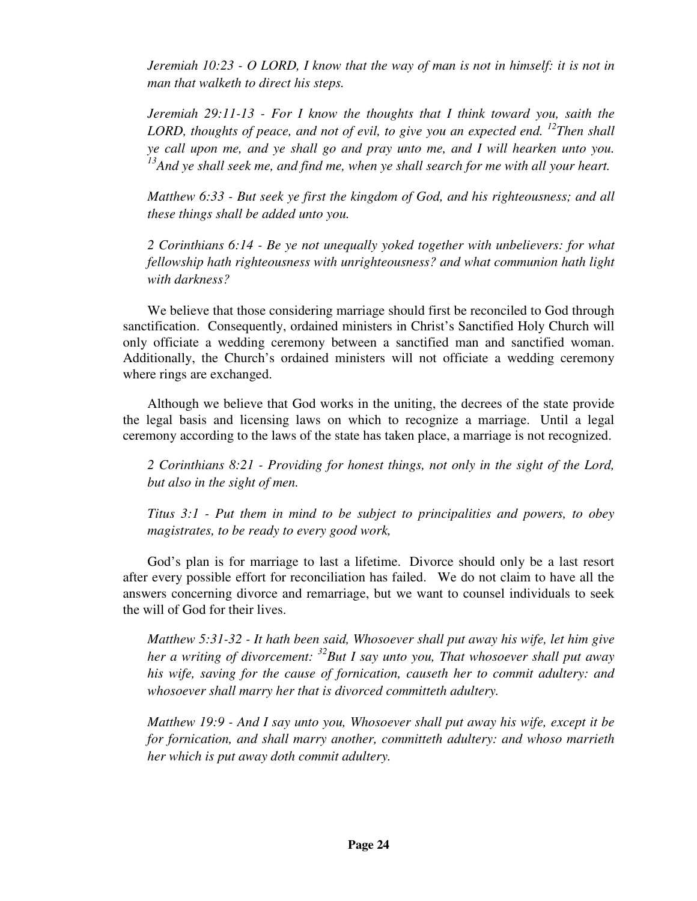*Jeremiah 10:23 - O LORD, I know that the way of man is not in himself: it is not in man that walketh to direct his steps.*

*Jeremiah 29:11-13 - For I know the thoughts that I think toward you, saith the LORD, thoughts of peace, and not of evil, to give you an expected end. [12]Then shall ye call upon me, and ye shall go and pray unto me, and I will hearken unto you. [13]And ye shall seek me, and find me, when ye shall search for me with all your heart.*

*Matthew 6:33 - But seek ye first the kingdom of God, and his righteousness; and all these things shall be added unto you.*

*2 Corinthians 6:14 - Be ye not unequally yoked together with unbelievers: for what fellowship hath righteousness with unrighteousness? and what communion hath light with darkness?*

We believe that those considering marriage should first be reconciled to God through sanctification. Consequently, ordained ministers in Christ's Sanctified Holy Church will only officiate a wedding ceremony between a sanctified man and sanctified woman. Additionally, the Church's ordained ministers will not officiate a wedding ceremony where rings are exchanged.

Although we believe that God works in the uniting, the decrees of the state provide the legal basis and licensing laws on which to recognize a marriage. Until a legal ceremony according to the laws of the state has taken place, a marriage is not recognized.

*2 Corinthians 8:21 - Providing for honest things, not only in the sight of the Lord, but also in the sight of men.*

*Titus 3:1 - Put them in mind to be subject to principalities and powers, to obey magistrates, to be ready to every good work,*

God's plan is for marriage to last a lifetime. Divorce should only be a last resort after every possible effort for reconciliation has failed. We do not claim to have all the answers concerning divorce and remarriage, but we want to counsel individuals to seek the will of God for their lives.

*Matthew 5:31-32 - It hath been said, Whosoever shall put away his wife, let him give her a writing of divorcement: [32]But I say unto you, That whosoever shall put away his wife, saving for the cause of fornication, causeth her to commit adultery: and whosoever shall marry her that is divorced committeth adultery.*

*Matthew 19:9 - And I say unto you, Whosoever shall put away his wife, except it be for fornication, and shall marry another, committeth adultery: and whoso marrieth her which is put away doth commit adultery.*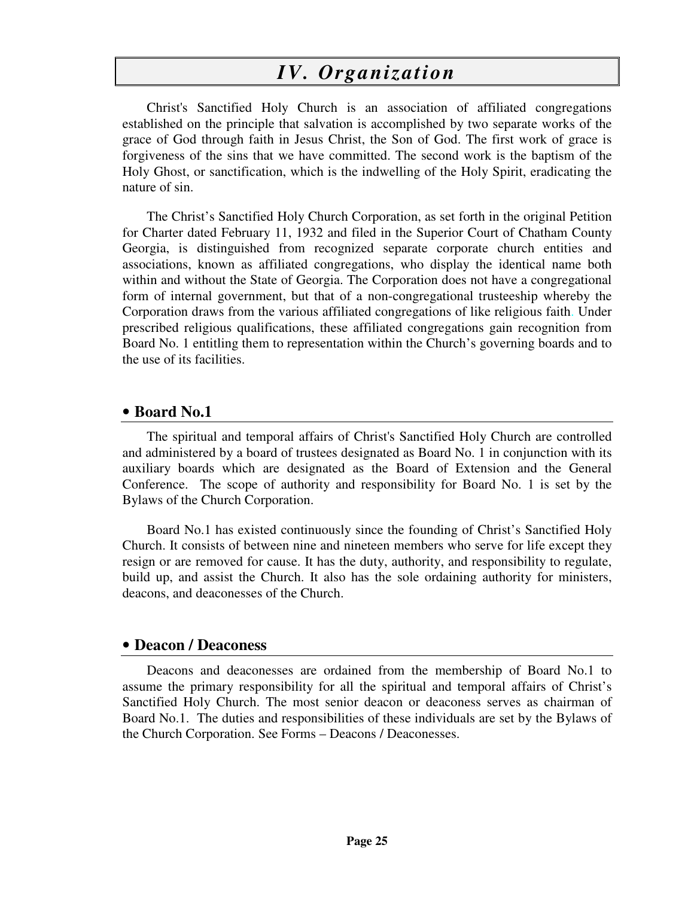# *IV. Organization*

Christ's Sanctified Holy Church is an association of affiliated congregations established on the principle that salvation is accomplished by two separate works of the grace of God through faith in Jesus Christ, the Son of God. The first work of grace is forgiveness of the sins that we have committed. The second work is the baptism of the Holy Ghost, or sanctification, which is the indwelling of the Holy Spirit, eradicating the nature of sin.

The Christ's Sanctified Holy Church Corporation, as set forth in the original Petition for Charter dated February 11, 1932 and filed in the Superior Court of Chatham County Georgia, is distinguished from recognized separate corporate church entities and associations, known as affiliated congregations, who display the identical name both within and without the State of Georgia. The Corporation does not have a congregational form of internal government, but that of a non-congregational trusteeship whereby the Corporation draws from the various affiliated congregations of like religious faith. Under prescribed religious qualifications, these affiliated congregations gain recognition from Board No. 1 entitling them to representation within the Church's governing boards and to the use of its facilities.

## • Board No.1

The spiritual and temporal affairs of Christ's Sanctified Holy Church are controlled and administered by a board of trustees designated as Board No. 1 in conjunction with its auxiliary boards which are designated as the Board of Extension and the General Conference. The scope of authority and responsibility for Board No. 1 is set by the Bylaws of the Church Corporation.

Board No.1 has existed continuously since the founding of Christ's Sanctified Holy Church. It consists of between nine and nineteen members who serve for life except they resign or are removed for cause. It has the duty, authority, and responsibility to regulate, build up, and assist the Church. It also has the sole ordaining authority for ministers, deacons, and deaconesses of the Church.

## • Deacon / Deaconess

Deacons and deaconesses are ordained from the membership of Board No.1 to assume the primary responsibility for all the spiritual and temporal affairs of Christ's Sanctified Holy Church. The most senior deacon or deaconess serves as chairman of Board No.1. The duties and responsibilities of these individuals are set by the Bylaws of the Church Corporation. See Forms – Deacons / Deaconesses.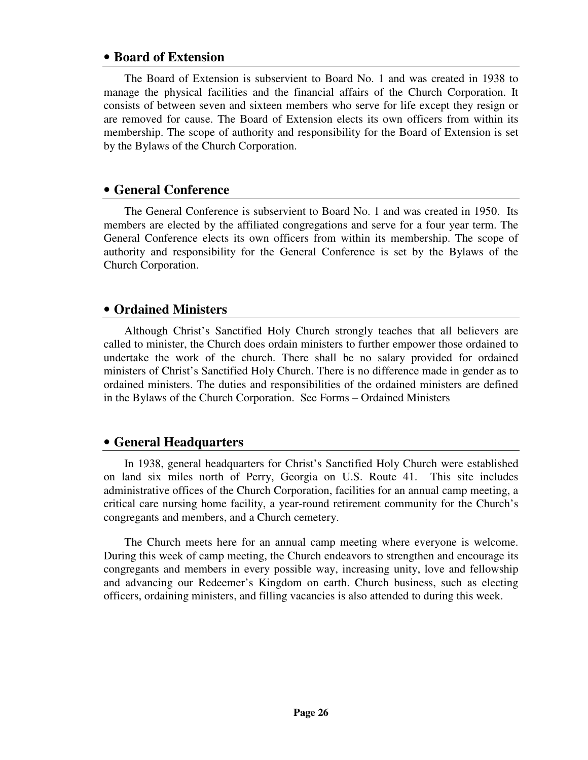## • Board of Extension

The Board of Extension is subservient to Board No. 1 and was created in 1938 to manage the physical facilities and the financial affairs of the Church Corporation. It consists of between seven and sixteen members who serve for life except they resign or are removed for cause. The Board of Extension elects its own officers from within its membership. The scope of authority and responsibility for the Board of Extension is set by the Bylaws of the Church Corporation.

## • General Conference

The General Conference is subservient to Board No. 1 and was created in 1950. Its members are elected by the affiliated congregations and serve for a four year term. The General Conference elects its own officers from within its membership. The scope of authority and responsibility for the General Conference is set by the Bylaws of the Church Corporation.

## • Ordained Ministers

Although Christ's Sanctified Holy Church strongly teaches that all believers are called to minister, the Church does ordain ministers to further empower those ordained to undertake the work of the church. There shall be no salary provided for ordained ministers of Christ's Sanctified Holy Church. There is no difference made in gender as to ordained ministers. The duties and responsibilities of the ordained ministers are defined in the Bylaws of the Church Corporation. See Forms – Ordained Ministers

## • General Headquarters

In 1938, general headquarters for Christ's Sanctified Holy Church were established on land six miles north of Perry, Georgia on U.S. Route 41. This site includes administrative offices of the Church Corporation, facilities for an annual camp meeting, a critical care nursing home facility, a year-round retirement community for the Church's congregants and members, and a Church cemetery.

The Church meets here for an annual camp meeting where everyone is welcome. During this week of camp meeting, the Church endeavors to strengthen and encourage its congregants and members in every possible way, increasing unity, love and fellowship and advancing our Redeemer's Kingdom on earth. Church business, such as electing officers, ordaining ministers, and filling vacancies is also attended to during this week.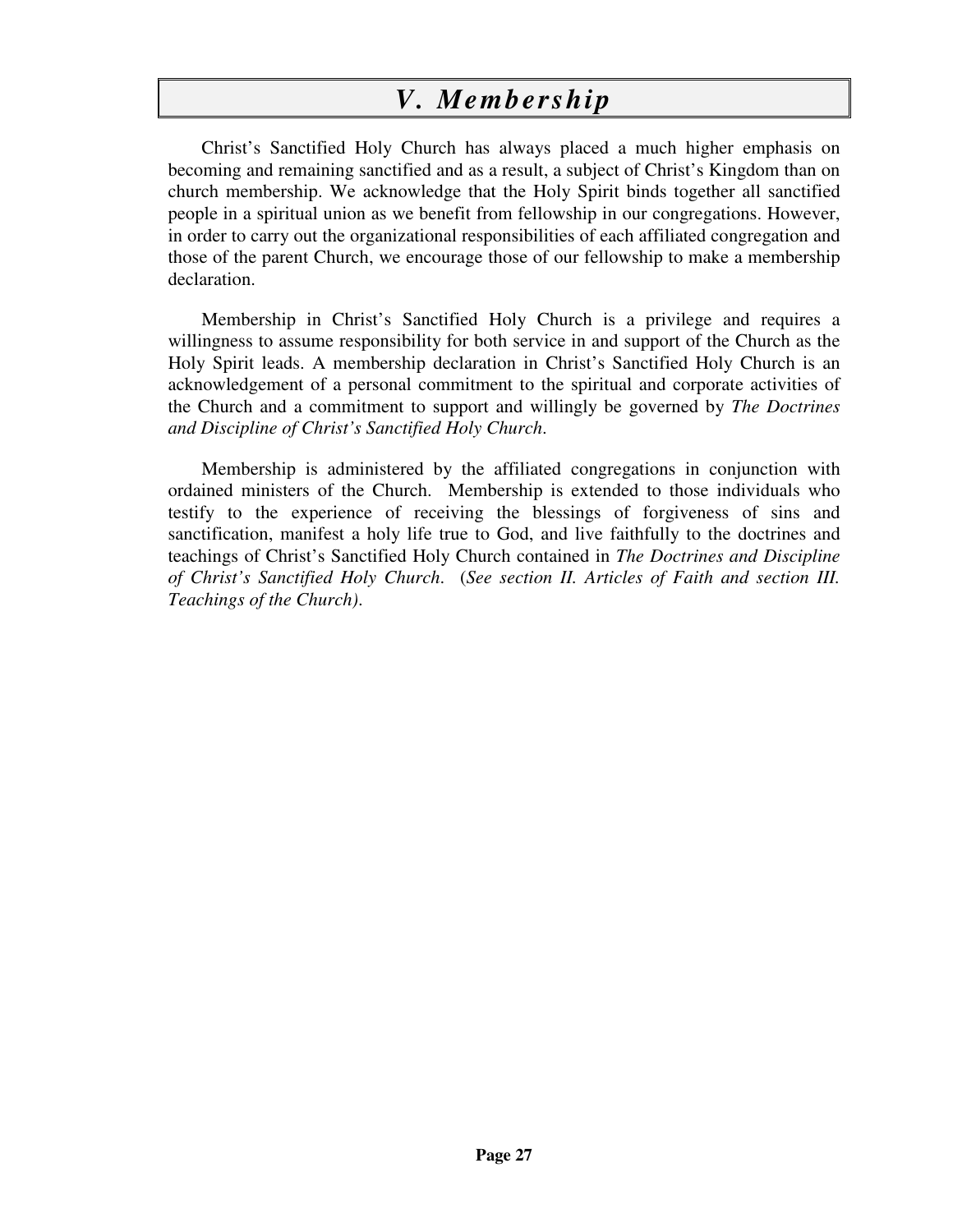# *V. Membership*

Christ's Sanctified Holy Church has always placed a much higher emphasis on becoming and remaining sanctified and as a result, a subject of Christ's Kingdom than on church membership. We acknowledge that the Holy Spirit binds together all sanctified people in a spiritual union as we benefit from fellowship in our congregations. However, in order to carry out the organizational responsibilities of each affiliated congregation and those of the parent Church, we encourage those of our fellowship to make a membership declaration.

Membership in Christ's Sanctified Holy Church is a privilege and requires a willingness to assume responsibility for both service in and support of the Church as the Holy Spirit leads. A membership declaration in Christ's Sanctified Holy Church is an acknowledgement of a personal commitment to the spiritual and corporate activities of the Church and a commitment to support and willingly be governed by *The Doctrines and Discipline of Christ's Sanctified Holy Church.*

Membership is administered by the affiliated congregations in conjunction with ordained ministers of the Church. Membership is extended to those individuals who testify to the experience of receiving the blessings of forgiveness of sins and sanctification, manifest a holy life true to God, and live faithfully to the doctrines and teachings of Christ's Sanctified Holy Church contained in *The Doctrines and Discipline of Christ's Sanctified Holy Church.* (*See section II. Articles of Faith and section III. Teachings of the Church).*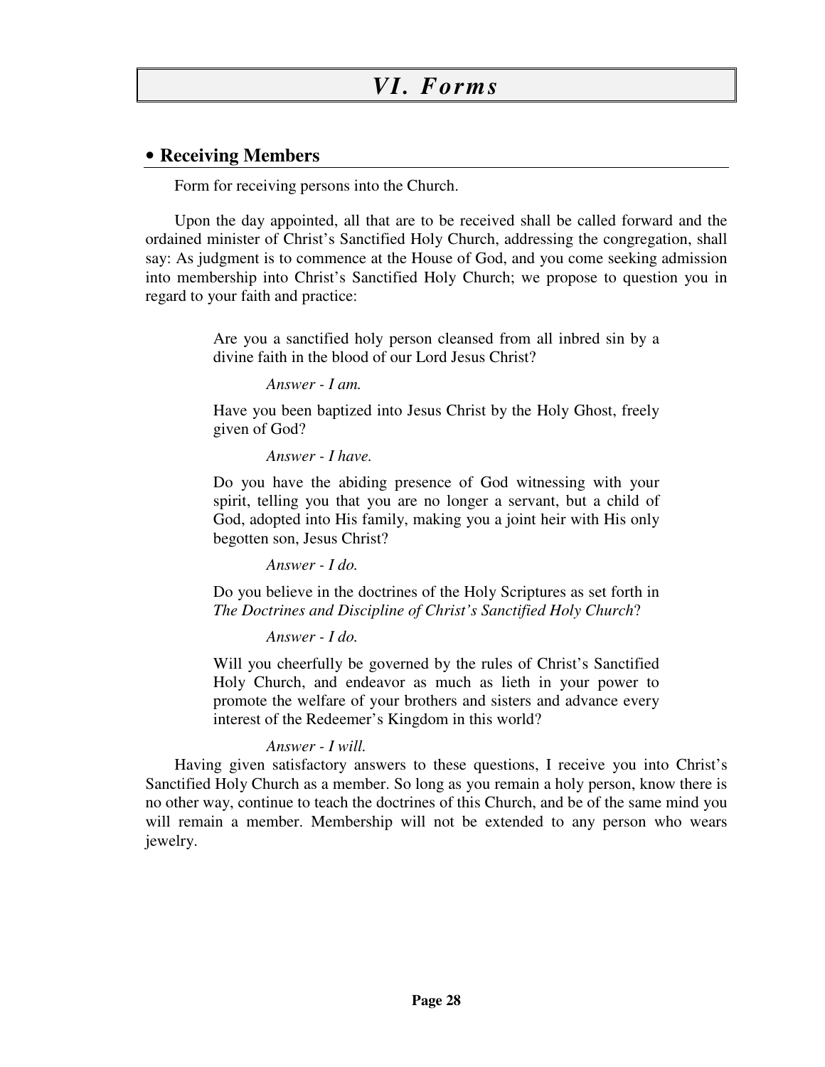# VI. Forms

## • Receiving Members

Form for receiving persons into the Church.

Upon the day appointed, all that are to be received shall be called forward and the ordained minister of Christ's Sanctified Holy Church, addressing the congregation, shall say: As judgment is to commence at the House of God, and you come seeking admission into membership into Christ's Sanctified Holy Church; we propose to question you in regard to your faith and practice:

> Are you a sanctified holy person cleansed from all inbred sin by a divine faith in the blood of our Lord Jesus Christ?
>
> *Answer - I am.*
>
> Have you been baptized into Jesus Christ by the Holy Ghost, freely given of God?
>
> *Answer - I have.*
>
> Do you have the abiding presence of God witnessing with your spirit, telling you that you are no longer a servant, but a child of God, adopted into His family, making you a joint heir with His only begotten son, Jesus Christ?
>
> *Answer - I do.*
>
> Do you believe in the doctrines of the Holy Scriptures as set forth in *The Doctrines and Discipline of Christ's Sanctified Holy Church*?
>
> *Answer - I do.*
>
> Will you cheerfully be governed by the rules of Christ's Sanctified Holy Church, and endeavor as much as lieth in your power to promote the welfare of your brothers and sisters and advance every interest of the Redeemer's Kingdom in this world?
>
> *Answer - I will.*

Having given satisfactory answers to these questions, I receive you into Christ's Sanctified Holy Church as a member. So long as you remain a holy person, know there is no other way, continue to teach the doctrines of this Church, and be of the same mind you will remain a member. Membership will not be extended to any person who wears jewelry.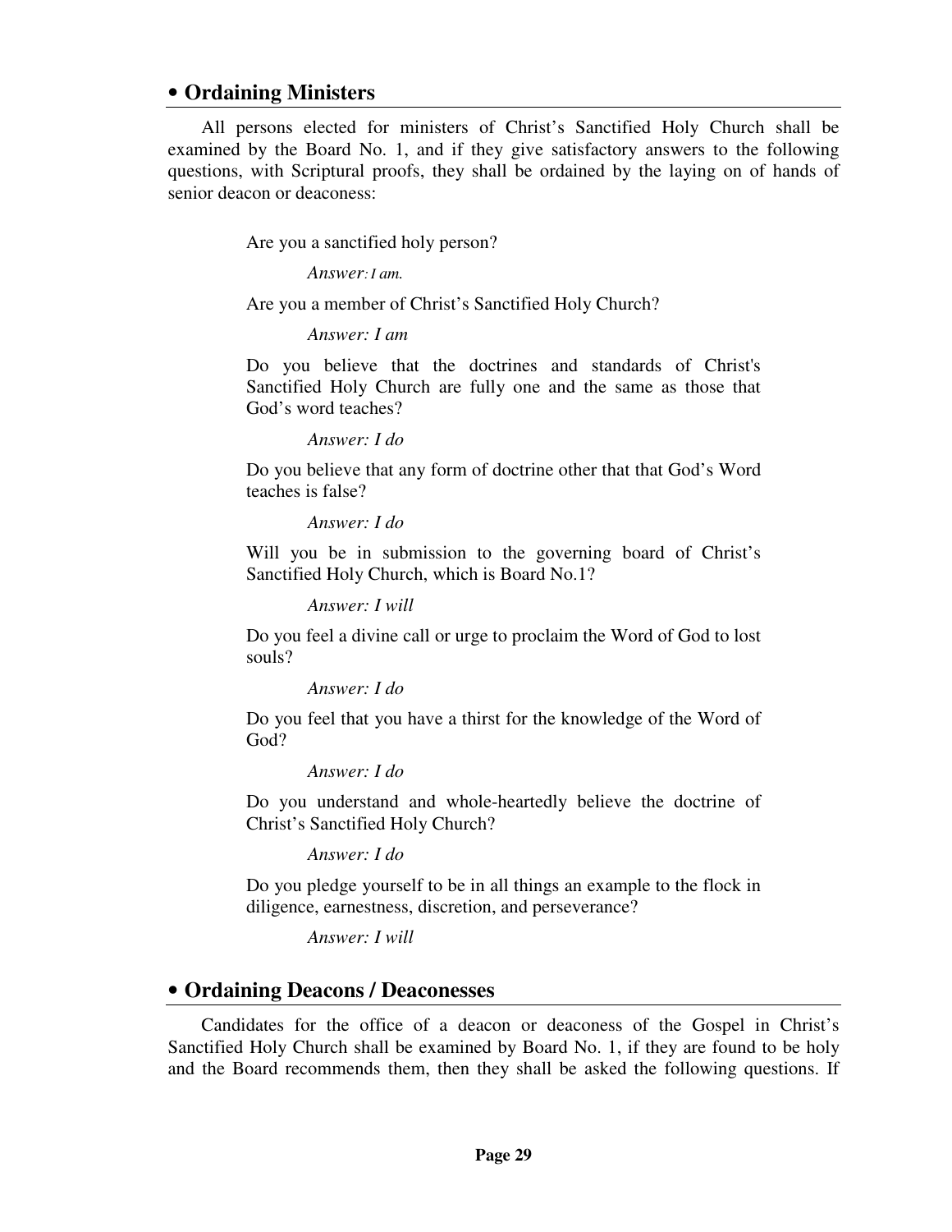## • Ordaining Ministers

All persons elected for ministers of Christ's Sanctified Holy Church shall be examined by the Board No. 1, and if they give satisfactory answers to the following questions, with Scriptural proofs, they shall be ordained by the laying on of hands of senior deacon or deaconess:

> Are you a sanctified holy person?
>
> *Answer: I am.*
>
> Are you a member of Christ's Sanctified Holy Church?
>
> *Answer: I am*
>
> Do you believe that the doctrines and standards of Christ's Sanctified Holy Church are fully one and the same as those that God's word teaches?
>
> *Answer: I do*
>
> Do you believe that any form of doctrine other that that God's Word teaches is false?
>
> *Answer: I do*
>
> Will you be in submission to the governing board of Christ's Sanctified Holy Church, which is Board No.1?
>
> *Answer: I will*
>
> Do you feel a divine call or urge to proclaim the Word of God to lost souls?
>
> *Answer: I do*
>
> Do you feel that you have a thirst for the knowledge of the Word of God?
>
> *Answer: I do*
>
> Do you understand and whole-heartedly believe the doctrine of Christ's Sanctified Holy Church?
>
> *Answer: I do*
>
> Do you pledge yourself to be in all things an example to the flock in diligence, earnestness, discretion, and perseverance?
>
> *Answer: I will*

## • Ordaining Deacons / Deaconesses

Candidates for the office of a deacon or deaconess of the Gospel in Christ's Sanctified Holy Church shall be examined by Board No. 1, if they are found to be holy and the Board recommends them, then they shall be asked the following questions. If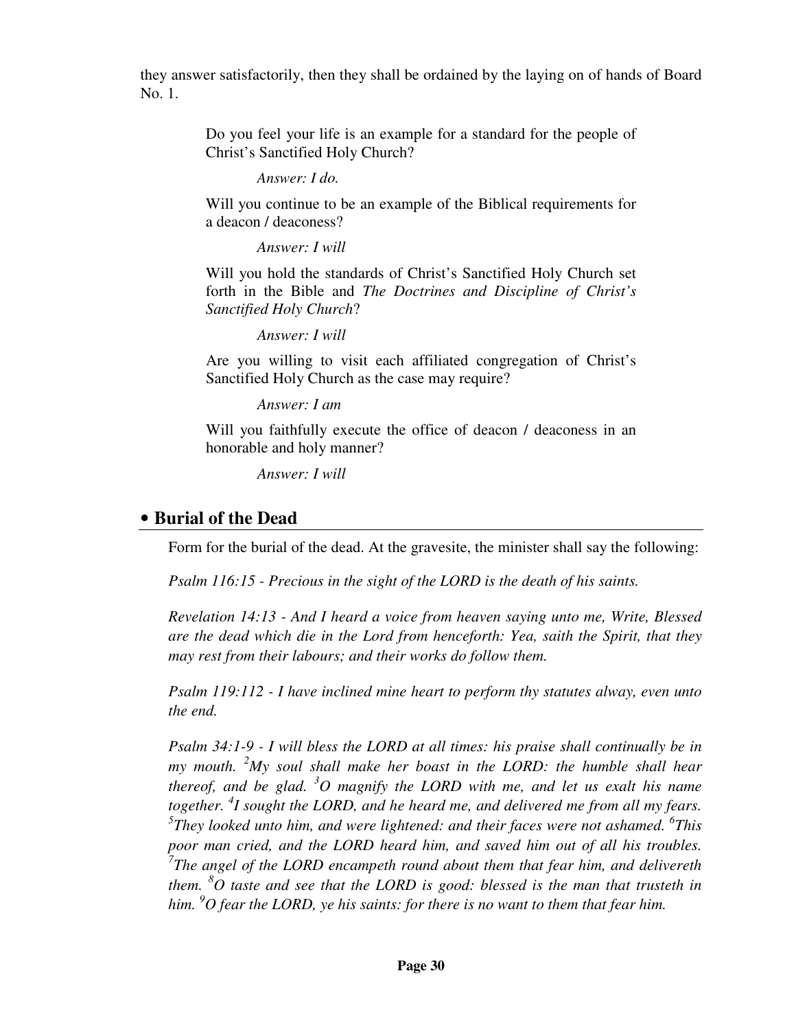they answer satisfactorily, then they shall be ordained by the laying on of hands of Board No. 1.

> Do you feel your life is an example for a standard for the people of Christ's Sanctified Holy Church?
>
> *Answer: I do.*
>
> Will you continue to be an example of the Biblical requirements for a deacon / deaconess?
>
> *Answer: I will*
>
> Will you hold the standards of Christ's Sanctified Holy Church set forth in the Bible and *The Doctrines and Discipline of Christ's Sanctified Holy Church*?
>
> *Answer: I will*
>
> Are you willing to visit each affiliated congregation of Christ's Sanctified Holy Church as the case may require?
>
> *Answer: I am*
>
> Will you faithfully execute the office of deacon / deaconess in an honorable and holy manner?
>
> *Answer: I will*

## • Burial of the Dead

Form for the burial of the dead. At the gravesite, the minister shall say the following:

*Psalm 116:15 - Precious in the sight of the LORD is the death of his saints.*

*Revelation 14:13 - And I heard a voice from heaven saying unto me, Write, Blessed are the dead which die in the Lord from henceforth: Yea, saith the Spirit, that they may rest from their labours; and their works do follow them.*

*Psalm 119:112 - I have inclined mine heart to perform thy statutes alway, even unto the end.*

*Psalm 34:1-9 - I will bless the LORD at all times: his praise shall continually be in my mouth. [2]My soul shall make her boast in the LORD: the humble shall hear thereof, and be glad. [3]O magnify the LORD with me, and let us exalt his name together. [4]I sought the LORD, and he heard me, and delivered me from all my fears. [5]They looked unto him, and were lightened: and their faces were not ashamed. [6]This poor man cried, and the LORD heard him, and saved him out of all his troubles. [7]The angel of the LORD encampeth round about them that fear him, and delivereth them. [8]O taste and see that the LORD is good: blessed is the man that trusteth in him. [9]O fear the LORD, ye his saints: for there is no want to them that fear him.*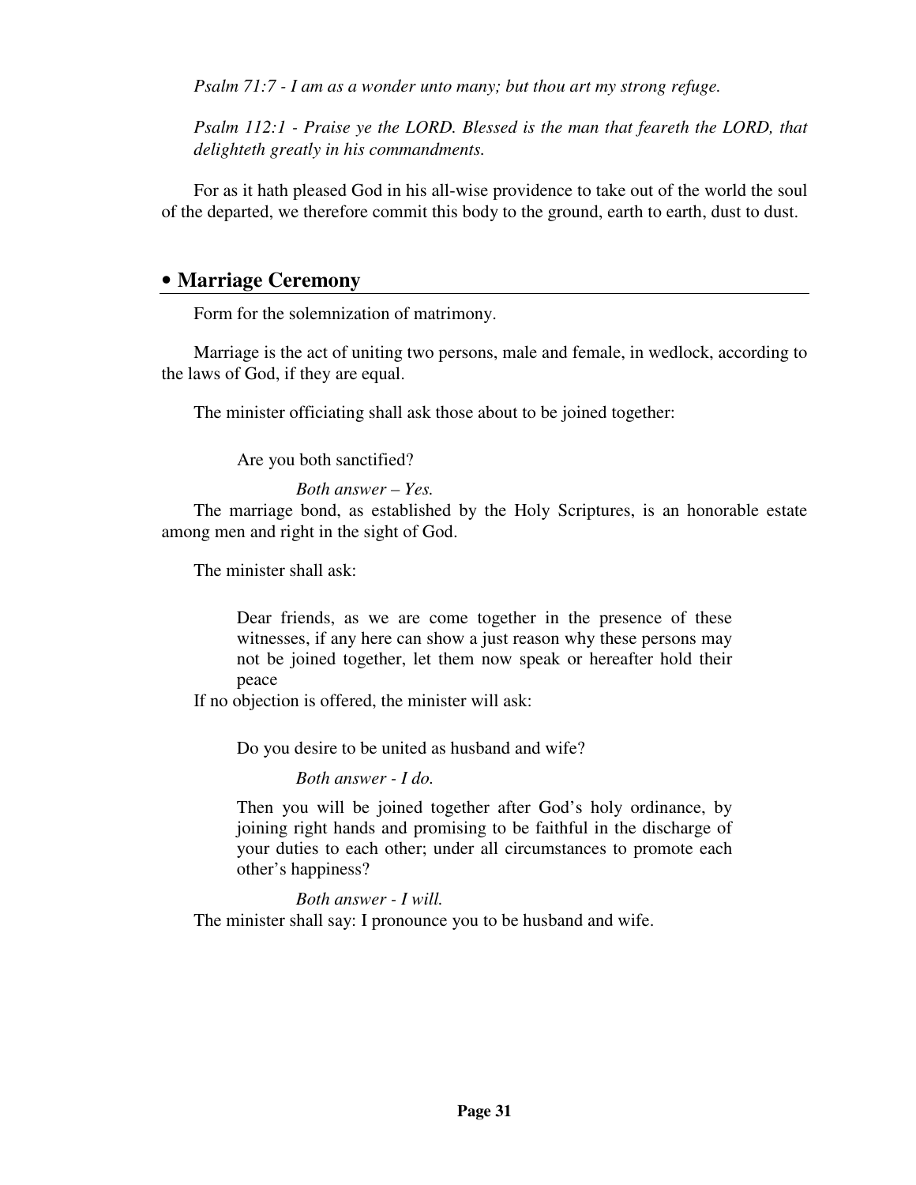*Psalm 71:7 - I am as a wonder unto many; but thou art my strong refuge.*

*Psalm 112:1 - Praise ye the LORD. Blessed is the man that feareth the LORD, that delighteth greatly in his commandments.*

For as it hath pleased God in his all-wise providence to take out of the world the soul of the departed, we therefore commit this body to the ground, earth to earth, dust to dust.

## • Marriage Ceremony

Form for the solemnization of matrimony.

Marriage is the act of uniting two persons, male and female, in wedlock, according to the laws of God, if they are equal.

The minister officiating shall ask those about to be joined together:

> Are you both sanctified?
>
> *Both answer – Yes.*

The marriage bond, as established by the Holy Scriptures, is an honorable estate among men and right in the sight of God.

The minister shall ask:

> Dear friends, as we are come together in the presence of these witnesses, if any here can show a just reason why these persons may not be joined together, let them now speak or hereafter hold their peace

If no objection is offered, the minister will ask:

> Do you desire to be united as husband and wife?
>
> *Both answer - I do.*
>
> Then you will be joined together after God's holy ordinance, by joining right hands and promising to be faithful in the discharge of your duties to each other; under all circumstances to promote each other's happiness?
>
> *Both answer - I will.*

The minister shall say: I pronounce you to be husband and wife.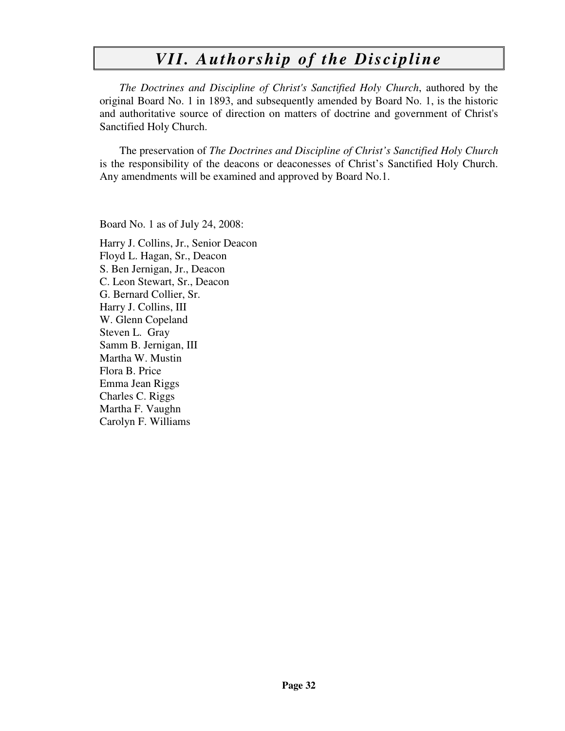# *VII. Authorship of the Discipline*

*The Doctrines and Discipline of Christ's Sanctified Holy Church*, authored by the original Board No. 1 in 1893, and subsequently amended by Board No. 1, is the historic and authoritative source of direction on matters of doctrine and government of Christ's Sanctified Holy Church.

The preservation of *The Doctrines and Discipline of Christ's Sanctified Holy Church* is the responsibility of the deacons or deaconesses of Christ's Sanctified Holy Church. Any amendments will be examined and approved by Board No.1.

Board No. 1 as of July 24, 2008:

Harry J. Collins, Jr., Senior Deacon
Floyd L. Hagan, Sr., Deacon
S. Ben Jernigan, Jr., Deacon
C. Leon Stewart, Sr., Deacon
G. Bernard Collier, Sr.
Harry J. Collins, III
W. Glenn Copeland
Steven L. Gray
Samm B. Jernigan, III
Martha W. Mustin
Flora B. Price
Emma Jean Riggs
Charles C. Riggs
Martha F. Vaughn
Carolyn F. Williams